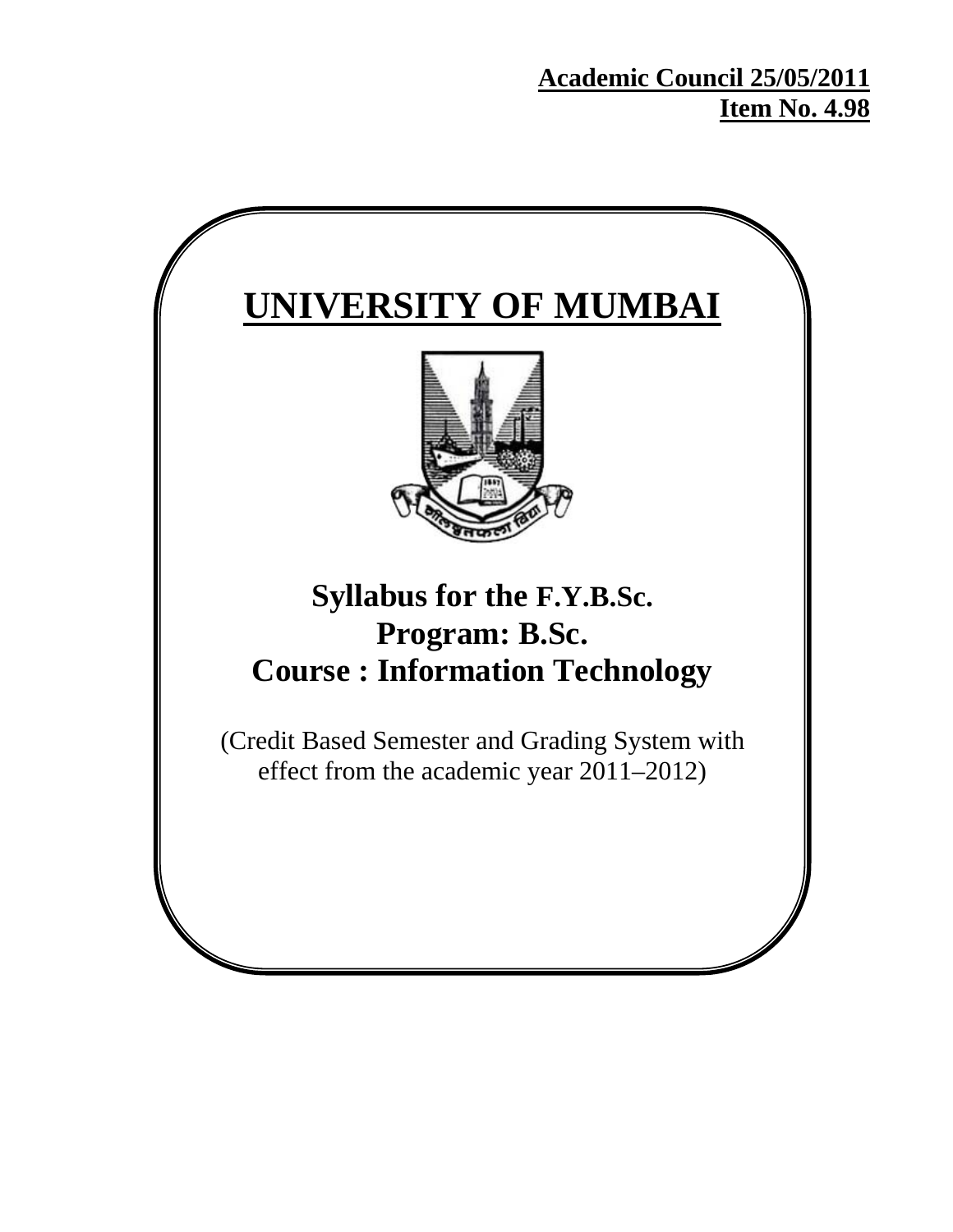**Academic Council 25/05/2011**
**Item No. 4.98**

# UNIVERSITY OF MUMBAI

## Syllabus for the F.Y.B.Sc.
## Program: B.Sc.
## Course : Information Technology

(Credit Based Semester and Grading System with effect from the academic year 2011–2012)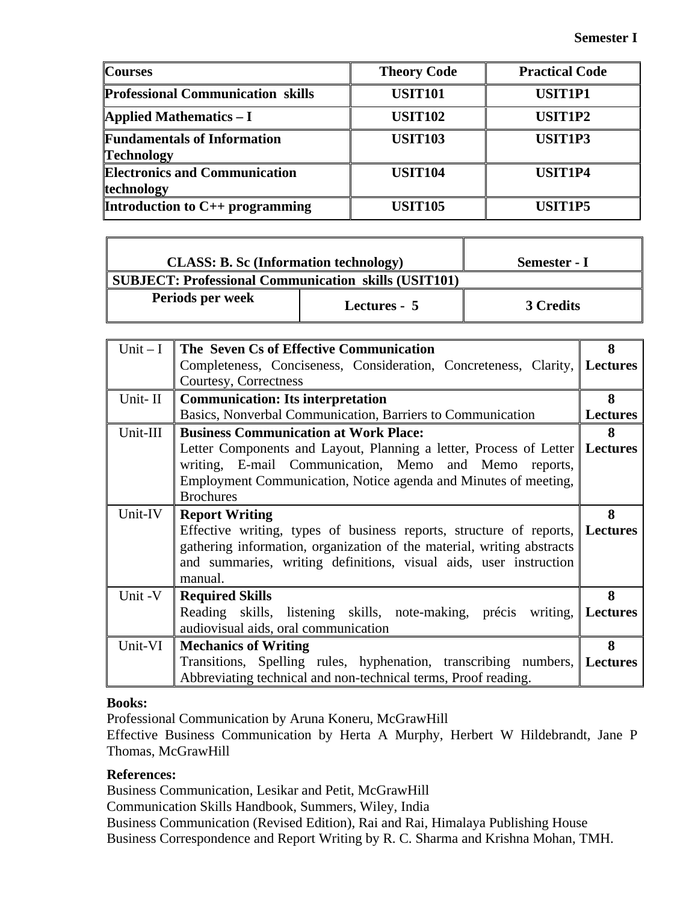**Semester I**

| Courses | Theory Code | Practical Code |
| --- | --- | --- |
| Professional Communication skills | USIT101 | USIT1P1 |
| Applied Mathematics – I | USIT102 | USIT1P2 |
| Fundamentals of Information Technology | USIT103 | USIT1P3 |
| Electronics and Communication technology | USIT104 | USIT1P4 |
| Introduction to C++ programming | USIT105 | USIT1P5 |

| CLASS: B. Sc (Information technology) | | Semester - I |
| --- | --- | --- |
| SUBJECT: Professional Communication skills (USIT101) | | |
| Periods per week | Lectures - 5 | 3 Credits |

| Unit | Content | Lectures |
| --- | --- | --- |
| Unit – I | **The Seven Cs of Effective Communication** Completeness, Conciseness, Consideration, Concreteness, Clarity, Courtesy, Correctness | 8 Lectures |
| Unit- II | **Communication: Its interpretation** Basics, Nonverbal Communication, Barriers to Communication | 8 Lectures |
| Unit-III | **Business Communication at Work Place:** Letter Components and Layout, Planning a letter, Process of Letter writing, E-mail Communication, Memo and Memo reports, Employment Communication, Notice agenda and Minutes of meeting, Brochures | 8 Lectures |
| Unit-IV | **Report Writing** Effective writing, types of business reports, structure of reports, gathering information, organization of the material, writing abstracts and summaries, writing definitions, visual aids, user instruction manual. | 8 Lectures |
| Unit -V | **Required Skills** Reading skills, listening skills, note-making, précis writing, audiovisual aids, oral communication | 8 Lectures |
| Unit-VI | **Mechanics of Writing** Transitions, Spelling rules, hyphenation, transcribing numbers, Abbreviating technical and non-technical terms, Proof reading. | 8 Lectures |

**Books:**

Professional Communication by Aruna Koneru, McGrawHill

Effective Business Communication by Herta A Murphy, Herbert W Hildebrandt, Jane P Thomas, McGrawHill

**References:**

Business Communication, Lesikar and Petit, McGrawHill

Communication Skills Handbook, Summers, Wiley, India

Business Communication (Revised Edition), Rai and Rai, Himalaya Publishing House

Business Correspondence and Report Writing by R. C. Sharma and Krishna Mohan, TMH.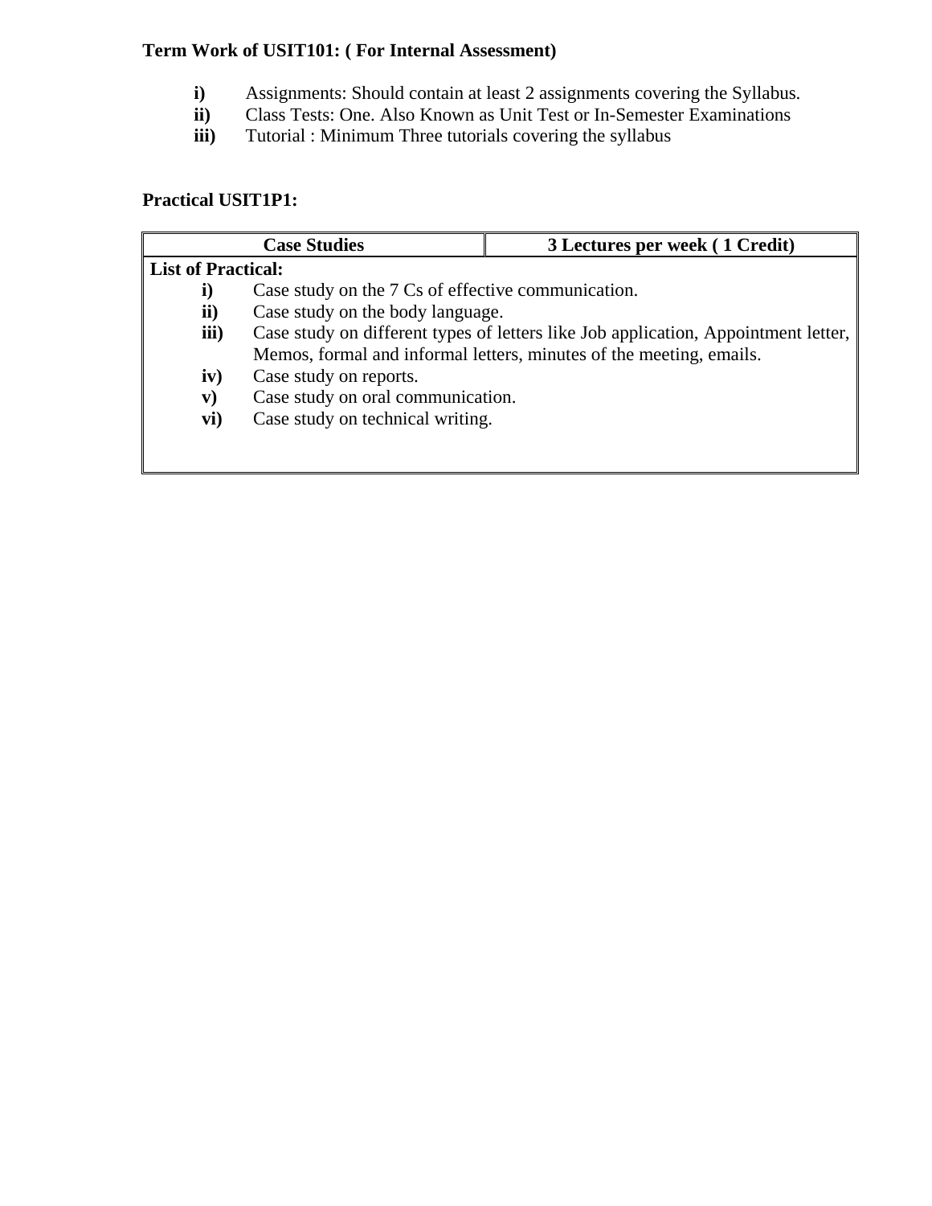**Term Work of USIT101: ( For Internal Assessment)**

- **i)** Assignments: Should contain at least 2 assignments covering the Syllabus.
- **ii)** Class Tests: One. Also Known as Unit Test or In-Semester Examinations
- **iii)** Tutorial : Minimum Three tutorials covering the syllabus

**Practical USIT1P1:**

| **Case Studies** | **3 Lectures per week ( 1 Credit)** |
|---|---|
| **List of Practical:**<br>**i)** Case study on the 7 Cs of effective communication.<br>**ii)** Case study on the body language.<br>**iii)** Case study on different types of letters like Job application, Appointment letter, Memos, formal and informal letters, minutes of the meeting, emails.<br>**iv)** Case study on reports.<br>**v)** Case study on oral communication.<br>**vi)** Case study on technical writing. | |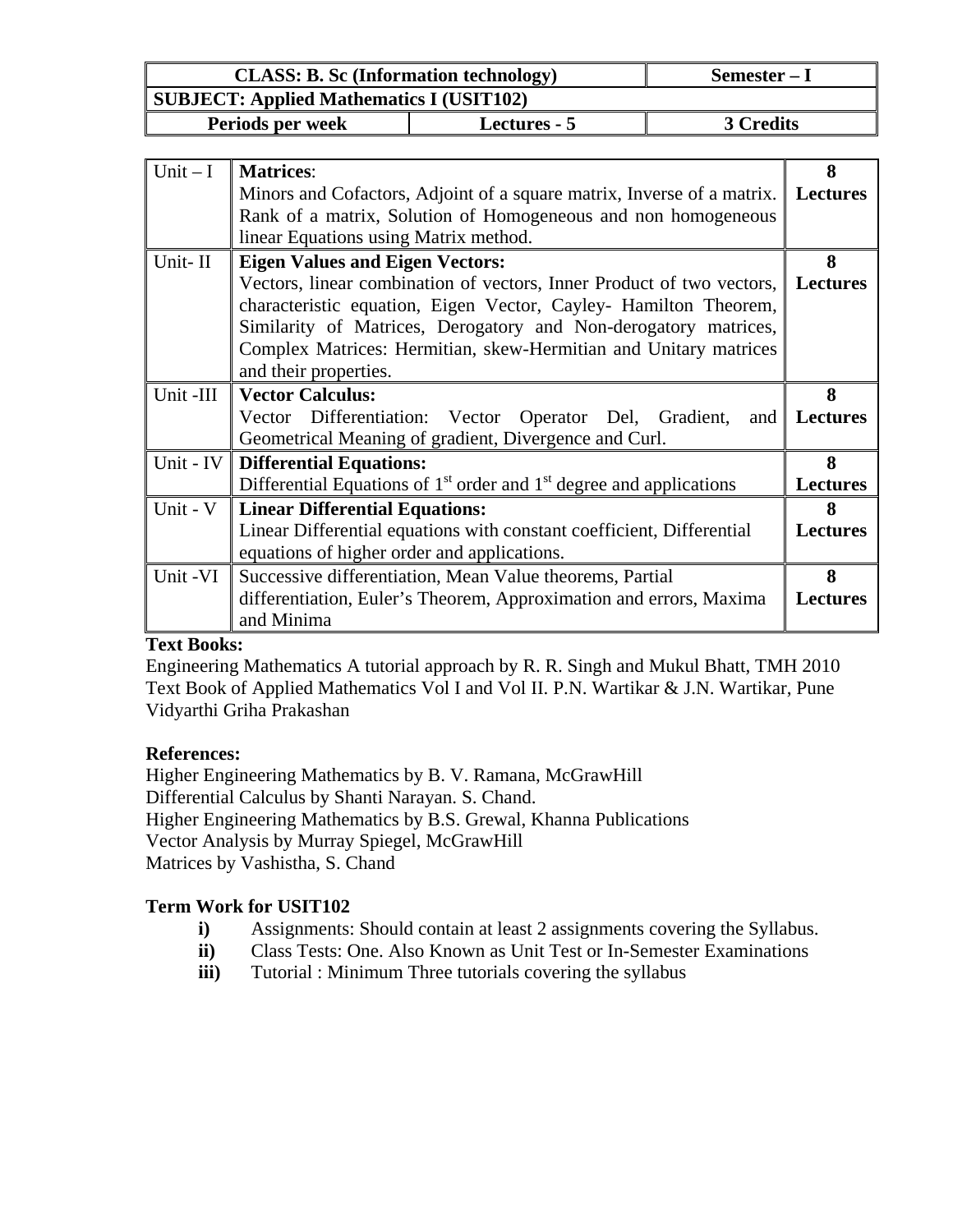| CLASS: B. Sc (Information technology) | | Semester – I |
|---|---|---|
| **SUBJECT: Applied Mathematics I (USIT102)** | | |
| **Periods per week** | **Lectures - 5** | **3 Credits** |

| Unit | Content | Lectures |
|---|---|---|
| Unit – I | **Matrices**: Minors and Cofactors, Adjoint of a square matrix, Inverse of a matrix. Rank of a matrix, Solution of Homogeneous and non homogeneous linear Equations using Matrix method. | **8 Lectures** |
| Unit- II | **Eigen Values and Eigen Vectors:** Vectors, linear combination of vectors, Inner Product of two vectors, characteristic equation, Eigen Vector, Cayley- Hamilton Theorem, Similarity of Matrices, Derogatory and Non-derogatory matrices, Complex Matrices: Hermitian, skew-Hermitian and Unitary matrices and their properties. | **8 Lectures** |
| Unit -III | **Vector Calculus:** Vector Differentiation: Vector Operator Del, Gradient, and Geometrical Meaning of gradient, Divergence and Curl. | **8 Lectures** |
| Unit - IV | **Differential Equations:** Differential Equations of 1st order and 1st degree and applications | **8 Lectures** |
| Unit - V | **Linear Differential Equations:** Linear Differential equations with constant coefficient, Differential equations of higher order and applications. | **8 Lectures** |
| Unit -VI | Successive differentiation, Mean Value theorems, Partial differentiation, Euler's Theorem, Approximation and errors, Maxima and Minima | **8 Lectures** |

**Text Books:**

Engineering Mathematics A tutorial approach by R. R. Singh and Mukul Bhatt, TMH 2010
Text Book of Applied Mathematics Vol I and Vol II. P.N. Wartikar & J.N. Wartikar, Pune Vidyarthi Griha Prakashan

**References:**

Higher Engineering Mathematics by B. V. Ramana, McGrawHill
Differential Calculus by Shanti Narayan. S. Chand.
Higher Engineering Mathematics by B.S. Grewal, Khanna Publications
Vector Analysis by Murray Spiegel, McGrawHill
Matrices by Vashistha, S. Chand

**Term Work for USIT102**

- **i)** Assignments: Should contain at least 2 assignments covering the Syllabus.
- **ii)** Class Tests: One. Also Known as Unit Test or In-Semester Examinations
- **iii)** Tutorial : Minimum Three tutorials covering the syllabus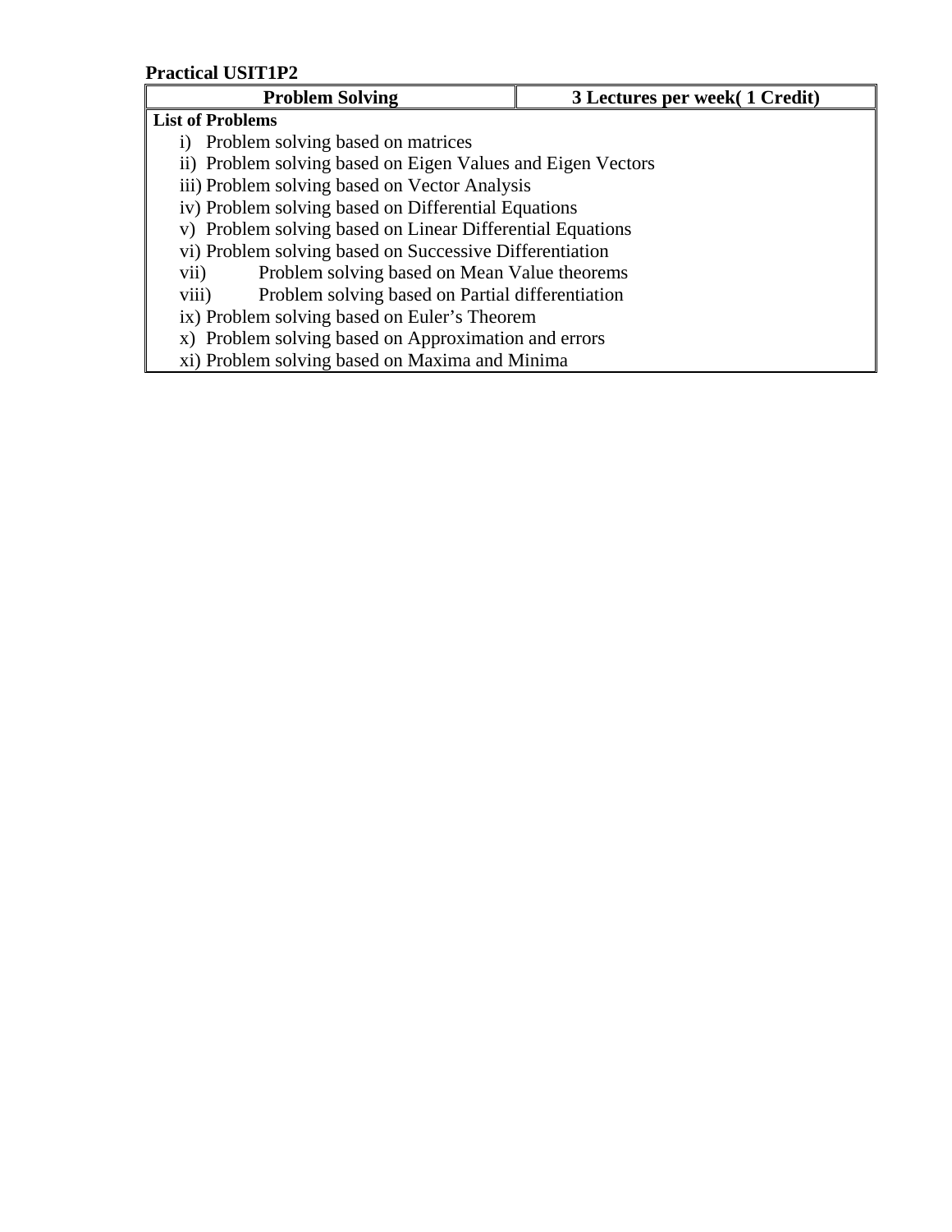**Practical USIT1P2**

| Problem Solving | 3 Lectures per week( 1 Credit) |
|---|---|
| **List of Problems**<br>i) Problem solving based on matrices<br>ii) Problem solving based on Eigen Values and Eigen Vectors<br>iii) Problem solving based on Vector Analysis<br>iv) Problem solving based on Differential Equations<br>v) Problem solving based on Linear Differential Equations<br>vi) Problem solving based on Successive Differentiation<br>vii) Problem solving based on Mean Value theorems<br>viii) Problem solving based on Partial differentiation<br>ix) Problem solving based on Euler's Theorem<br>x) Problem solving based on Approximation and errors<br>xi) Problem solving based on Maxima and Minima | |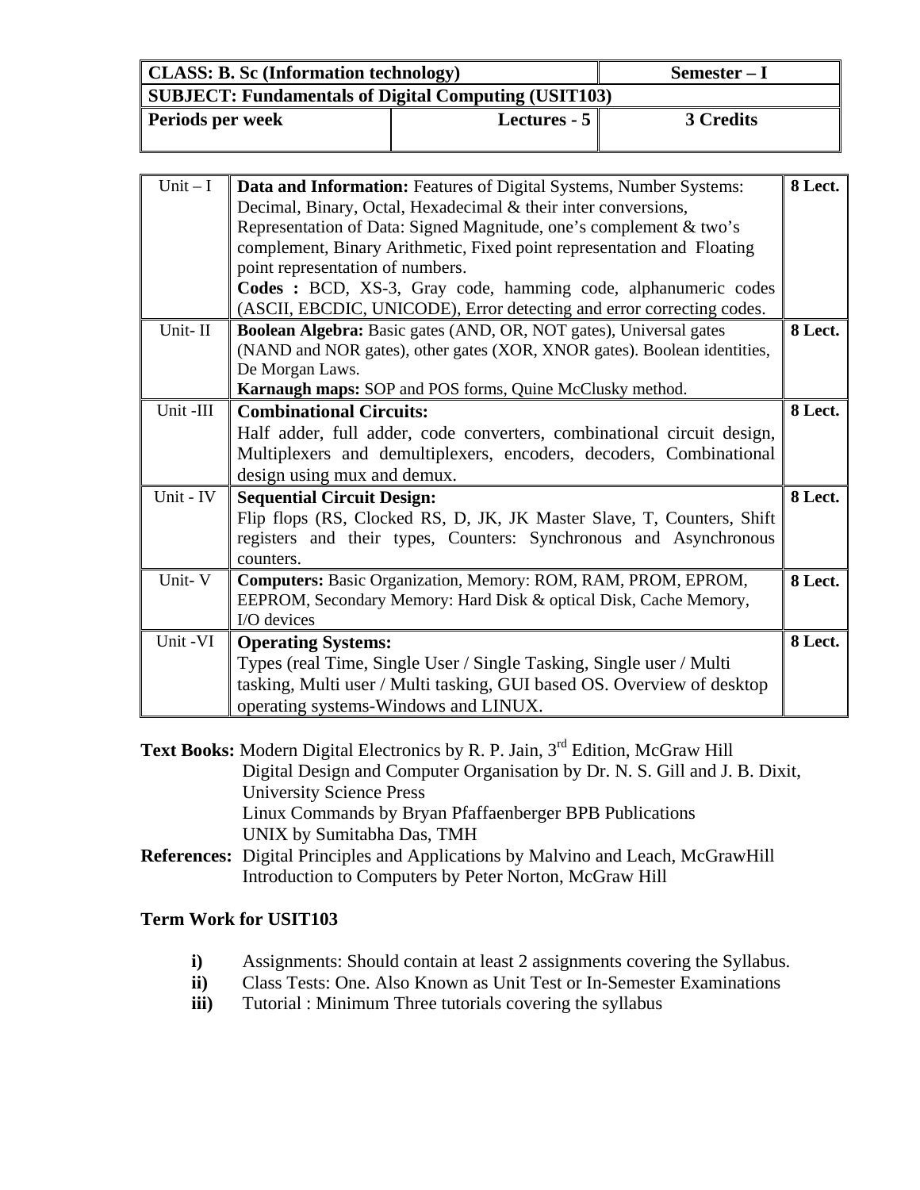| CLASS: B. Sc (Information technology) | | Semester – I |
|---|---|---|
| SUBJECT: Fundamentals of Digital Computing (USIT103) | | |
| Periods per week | Lectures - 5 | 3 Credits |

| Unit | Content | Lectures |
|---|---|---|
| Unit – I | **Data and Information:** Features of Digital Systems, Number Systems: Decimal, Binary, Octal, Hexadecimal & their inter conversions, Representation of Data: Signed Magnitude, one's complement & two's complement, Binary Arithmetic, Fixed point representation and Floating point representation of numbers. **Codes :** BCD, XS-3, Gray code, hamming code, alphanumeric codes (ASCII, EBCDIC, UNICODE), Error detecting and error correcting codes. | 8 Lect. |
| Unit- II | **Boolean Algebra:** Basic gates (AND, OR, NOT gates), Universal gates (NAND and NOR gates), other gates (XOR, XNOR gates). Boolean identities, De Morgan Laws. **Karnaugh maps:** SOP and POS forms, Quine McClusky method. | 8 Lect. |
| Unit -III | **Combinational Circuits:** Half adder, full adder, code converters, combinational circuit design, Multiplexers and demultiplexers, encoders, decoders, Combinational design using mux and demux. | 8 Lect. |
| Unit - IV | **Sequential Circuit Design:** Flip flops (RS, Clocked RS, D, JK, JK Master Slave, T, Counters, Shift registers and their types, Counters: Synchronous and Asynchronous counters. | 8 Lect. |
| Unit- V | **Computers:** Basic Organization, Memory: ROM, RAM, PROM, EPROM, EEPROM, Secondary Memory: Hard Disk & optical Disk, Cache Memory, I/O devices | 8 Lect. |
| Unit -VI | **Operating Systems:** Types (real Time, Single User / Single Tasking, Single user / Multi tasking, Multi user / Multi tasking, GUI based OS. Overview of desktop operating systems-Windows and LINUX. | 8 Lect. |

**Text Books:** Modern Digital Electronics by R. P. Jain, 3rd Edition, McGraw Hill
Digital Design and Computer Organisation by Dr. N. S. Gill and J. B. Dixit, University Science Press
Linux Commands by Bryan Pfaffaenberger BPB Publications
UNIX by Sumitabha Das, TMH

**References:** Digital Principles and Applications by Malvino and Leach, McGrawHill
Introduction to Computers by Peter Norton, McGraw Hill

### Term Work for USIT103

- **i)** Assignments: Should contain at least 2 assignments covering the Syllabus.
- **ii)** Class Tests: One. Also Known as Unit Test or In-Semester Examinations
- **iii)** Tutorial : Minimum Three tutorials covering the syllabus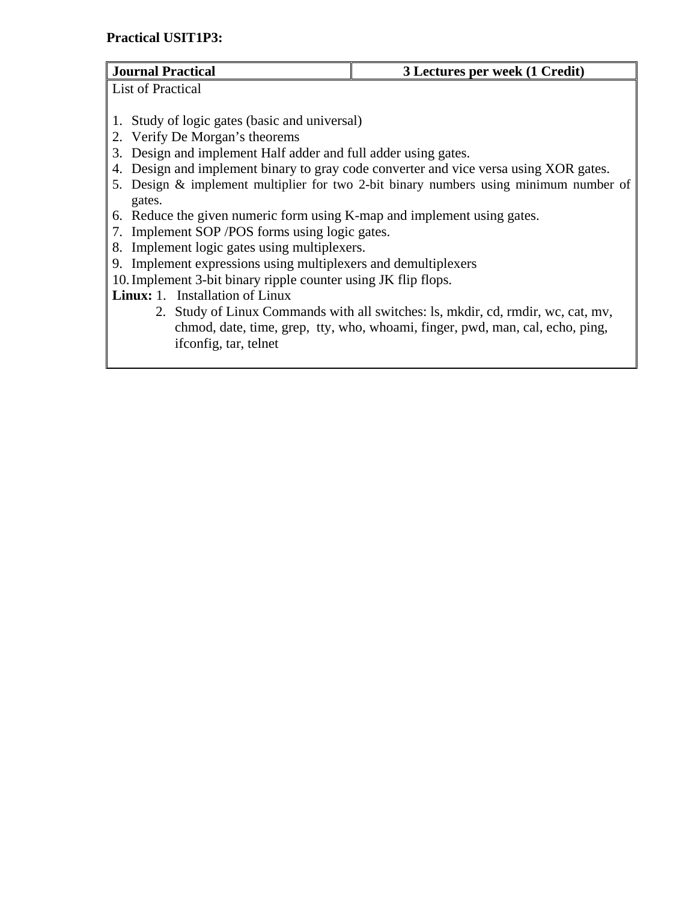**Practical USIT1P3:**

| **Journal Practical** | **3 Lectures per week (1 Credit)** |
|---|---|
| List of Practical<br><br>1. Study of logic gates (basic and universal)<br>2. Verify De Morgan's theorems<br>3. Design and implement Half adder and full adder using gates.<br>4. Design and implement binary to gray code converter and vice versa using XOR gates.<br>5. Design & implement multiplier for two 2-bit binary numbers using minimum number of gates.<br>6. Reduce the given numeric form using K-map and implement using gates.<br>7. Implement SOP /POS forms using logic gates.<br>8. Implement logic gates using multiplexers.<br>9. Implement expressions using multiplexers and demultiplexers<br>10. Implement 3-bit binary ripple counter using JK flip flops.<br>**Linux:** 1. Installation of Linux<br>2. Study of Linux Commands with all switches: ls, mkdir, cd, rmdir, wc, cat, mv, chmod, date, time, grep, tty, who, whoami, finger, pwd, man, cal, echo, ping, ifconfig, tar, telnet | |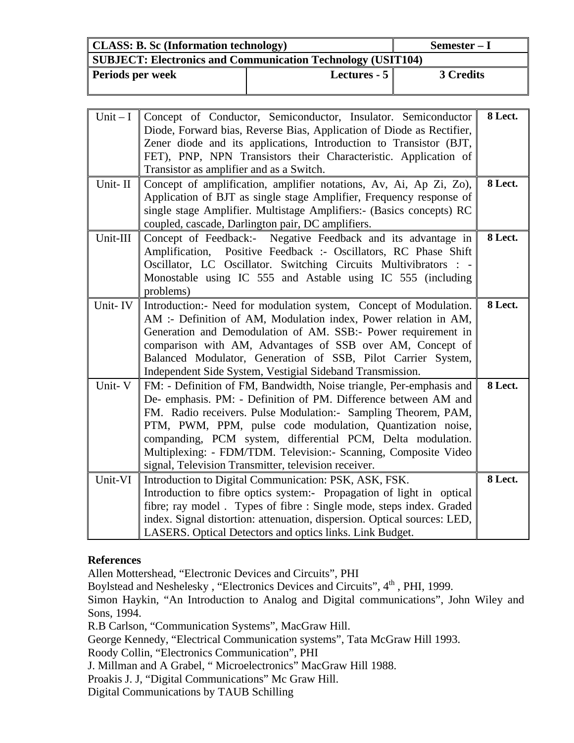| CLASS: B. Sc (Information technology) | | Semester – I |
|---|---|---|
| SUBJECT: Electronics and Communication Technology (USIT104) | | |
| Periods per week | Lectures - 5 | 3 Credits |

| | | |
|---|---|---|
| Unit – I | Concept of Conductor, Semiconductor, Insulator. Semiconductor Diode, Forward bias, Reverse Bias, Application of Diode as Rectifier, Zener diode and its applications, Introduction to Transistor (BJT, FET), PNP, NPN Transistors their Characteristic. Application of Transistor as amplifier and as a Switch. | 8 Lect. |
| Unit- II | Concept of amplification, amplifier notations, Av, Ai, Ap Zi, Zo), Application of BJT as single stage Amplifier, Frequency response of single stage Amplifier. Multistage Amplifiers:- (Basics concepts) RC coupled, cascade, Darlington pair, DC amplifiers. | 8 Lect. |
| Unit-III | Concept of Feedback:- Negative Feedback and its advantage in Amplification, Positive Feedback :- Oscillators, RC Phase Shift Oscillator, LC Oscillator. Switching Circuits Multivibrators : - Monostable using IC 555 and Astable using IC 555 (including problems) | 8 Lect. |
| Unit- IV | Introduction:- Need for modulation system, Concept of Modulation. AM :- Definition of AM, Modulation index, Power relation in AM, Generation and Demodulation of AM. SSB:- Power requirement in comparison with AM, Advantages of SSB over AM, Concept of Balanced Modulator, Generation of SSB, Pilot Carrier System, Independent Side System, Vestigial Sideband Transmission. | 8 Lect. |
| Unit- V | FM: - Definition of FM, Bandwidth, Noise triangle, Per-emphasis and De- emphasis. PM: - Definition of PM. Difference between AM and FM. Radio receivers. Pulse Modulation:- Sampling Theorem, PAM, PTM, PWM, PPM, pulse code modulation, Quantization noise, companding, PCM system, differential PCM, Delta modulation. Multiplexing: - FDM/TDM. Television:- Scanning, Composite Video signal, Television Transmitter, television receiver. | 8 Lect. |
| Unit-VI | Introduction to Digital Communication: PSK, ASK, FSK. Introduction to fibre optics system:- Propagation of light in optical fibre; ray model . Types of fibre : Single mode, steps index. Graded index. Signal distortion: attenuation, dispersion. Optical sources: LED, LASERS. Optical Detectors and optics links. Link Budget. | 8 Lect. |

**References**

Allen Mottershead, "Electronic Devices and Circuits", PHI

Boylstead and Neshelesky , "Electronics Devices and Circuits", 4th , PHI, 1999.

Simon Haykin, "An Introduction to Analog and Digital communications", John Wiley and Sons, 1994.

R.B Carlson, "Communication Systems", MacGraw Hill.

George Kennedy, "Electrical Communication systems", Tata McGraw Hill 1993.

Roody Collin, "Electronics Communication", PHI

J. Millman and A Grabel, " Microelectronics" MacGraw Hill 1988.

Proakis J. J, "Digital Communications" Mc Graw Hill.

Digital Communications by TAUB Schilling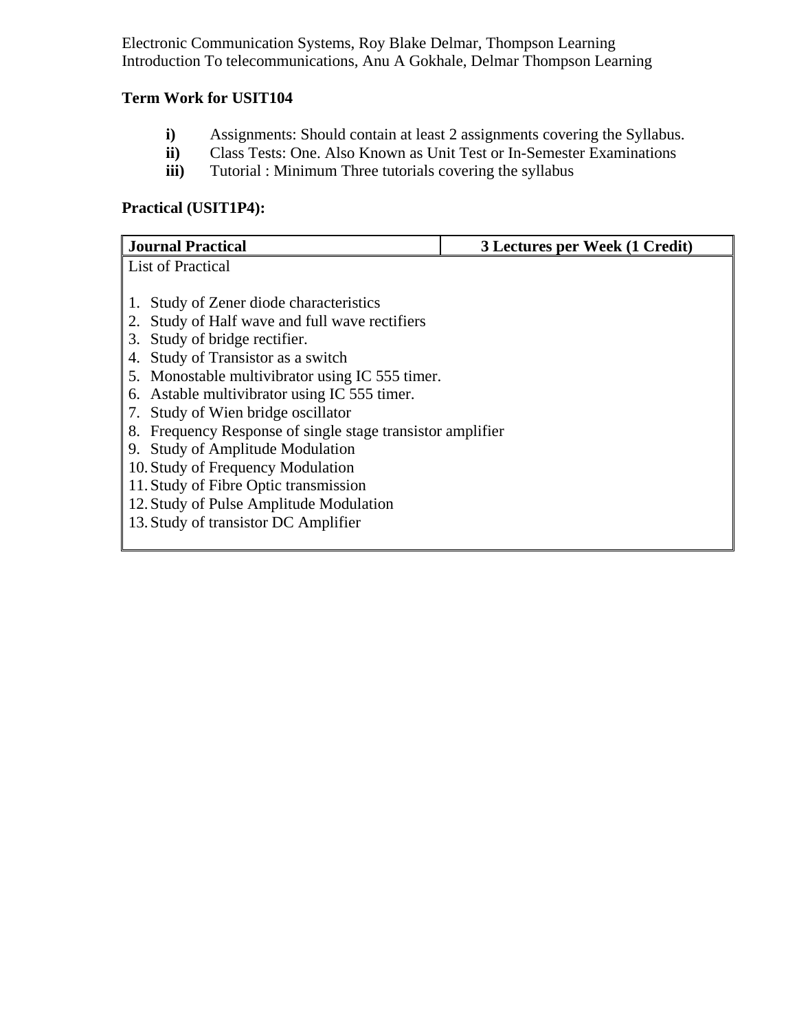Electronic Communication Systems, Roy Blake Delmar, Thompson Learning
Introduction To telecommunications, Anu A Gokhale, Delmar Thompson Learning

**Term Work for USIT104**

- **i)** Assignments: Should contain at least 2 assignments covering the Syllabus.
- **ii)** Class Tests: One. Also Known as Unit Test or In-Semester Examinations
- **iii)** Tutorial : Minimum Three tutorials covering the syllabus

**Practical (USIT1P4):**

| **Journal Practical** | **3 Lectures per Week (1 Credit)** |
|---|---|
| List of Practical<br><br>1. Study of Zener diode characteristics<br>2. Study of Half wave and full wave rectifiers<br>3. Study of bridge rectifier.<br>4. Study of Transistor as a switch<br>5. Monostable multivibrator using IC 555 timer.<br>6. Astable multivibrator using IC 555 timer.<br>7. Study of Wien bridge oscillator<br>8. Frequency Response of single stage transistor amplifier<br>9. Study of Amplitude Modulation<br>10. Study of Frequency Modulation<br>11. Study of Fibre Optic transmission<br>12. Study of Pulse Amplitude Modulation<br>13. Study of transistor DC Amplifier | |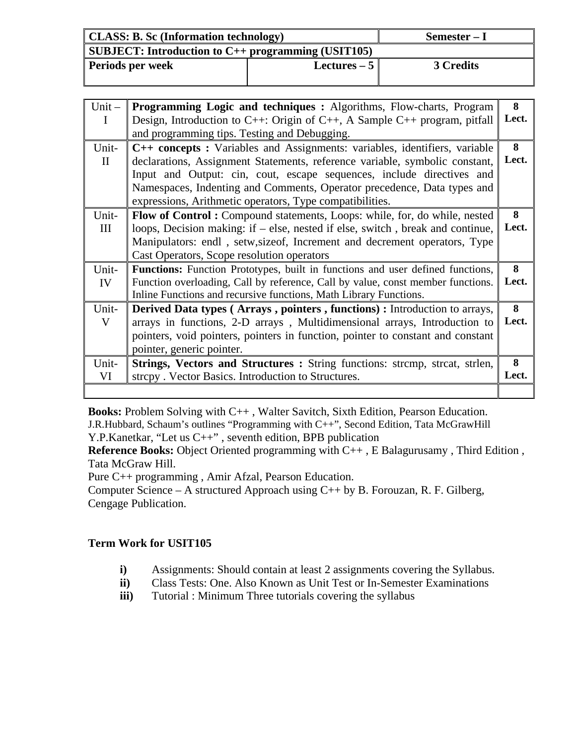| CLASS: B. Sc (Information technology) | | Semester – I |
|---|---|---|
| **SUBJECT: Introduction to C++ programming (USIT105)** | | |
| **Periods per week** | **Lectures – 5** | **3 Credits** |

| | | |
|---|---|---|
| Unit – I | **Programming Logic and techniques :** Algorithms, Flow-charts, Program Design, Introduction to C++: Origin of C++, A Sample C++ program, pitfall and programming tips. Testing and Debugging. | **8 Lect.** |
| Unit- II | **C++ concepts :** Variables and Assignments: variables, identifiers, variable declarations, Assignment Statements, reference variable, symbolic constant, Input and Output: cin, cout, escape sequences, include directives and Namespaces, Indenting and Comments, Operator precedence, Data types and expressions, Arithmetic operators, Type compatibilities. | **8 Lect.** |
| Unit- III | **Flow of Control :** Compound statements, Loops: while, for, do while, nested loops, Decision making: if – else, nested if else, switch , break and continue, Manipulators: endl , setw,sizeof, Increment and decrement operators, Type Cast Operators, Scope resolution operators | **8 Lect.** |
| Unit- IV | **Functions:** Function Prototypes, built in functions and user defined functions, Function overloading, Call by reference, Call by value, const member functions. Inline Functions and recursive functions, Math Library Functions. | **8 Lect.** |
| Unit- V | **Derived Data types ( Arrays , pointers , functions) :** Introduction to arrays, arrays in functions, 2-D arrays , Multidimensional arrays, Introduction to pointers, void pointers, pointers in function, pointer to constant and constant pointer, generic pointer. | **8 Lect.** |
| Unit- VI | **Strings, Vectors and Structures :** String functions: strcmp, strcat, strlen, strcpy . Vector Basics. Introduction to Structures. | **8 Lect.** |
| | | |

**Books:** Problem Solving with C++ , Walter Savitch, Sixth Edition, Pearson Education.
J.R.Hubbard, Schaum's outlines "Programming with C++", Second Edition, Tata McGrawHill
Y.P.Kanetkar, "Let us C++" , seventh edition, BPB publication
**Reference Books:** Object Oriented programming with C++ , E Balagurusamy , Third Edition , Tata McGraw Hill.
Pure C++ programming , Amir Afzal, Pearson Education.
Computer Science – A structured Approach using C++ by B. Forouzan, R. F. Gilberg, Cengage Publication.

**Term Work for USIT105**

- **i)** Assignments: Should contain at least 2 assignments covering the Syllabus.
- **ii)** Class Tests: One. Also Known as Unit Test or In-Semester Examinations
- **iii)** Tutorial : Minimum Three tutorials covering the syllabus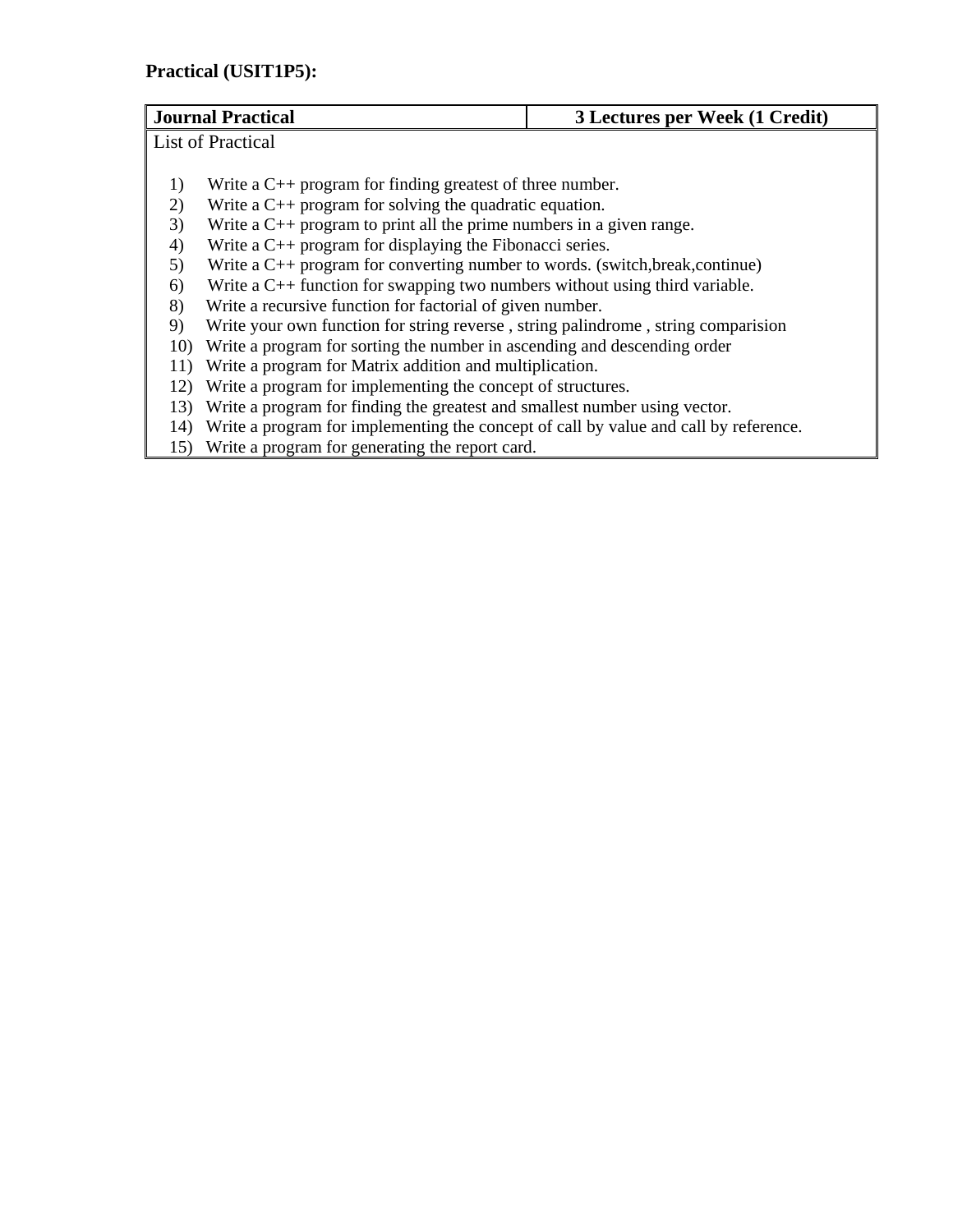**Practical (USIT1P5):**

| **Journal Practical** | **3 Lectures per Week (1 Credit)** |
|---|---|
| List of Practical<br><br>1) Write a C++ program for finding greatest of three number.<br>2) Write a C++ program for solving the quadratic equation.<br>3) Write a C++ program to print all the prime numbers in a given range.<br>4) Write a C++ program for displaying the Fibonacci series.<br>5) Write a C++ program for converting number to words. (switch,break,continue)<br>6) Write a C++ function for swapping two numbers without using third variable.<br>8) Write a recursive function for factorial of given number.<br>9) Write your own function for string reverse , string palindrome , string comparision<br>10) Write a program for sorting the number in ascending and descending order<br>11) Write a program for Matrix addition and multiplication.<br>12) Write a program for implementing the concept of structures.<br>13) Write a program for finding the greatest and smallest number using vector.<br>14) Write a program for implementing the concept of call by value and call by reference.<br>15) Write a program for generating the report card. | |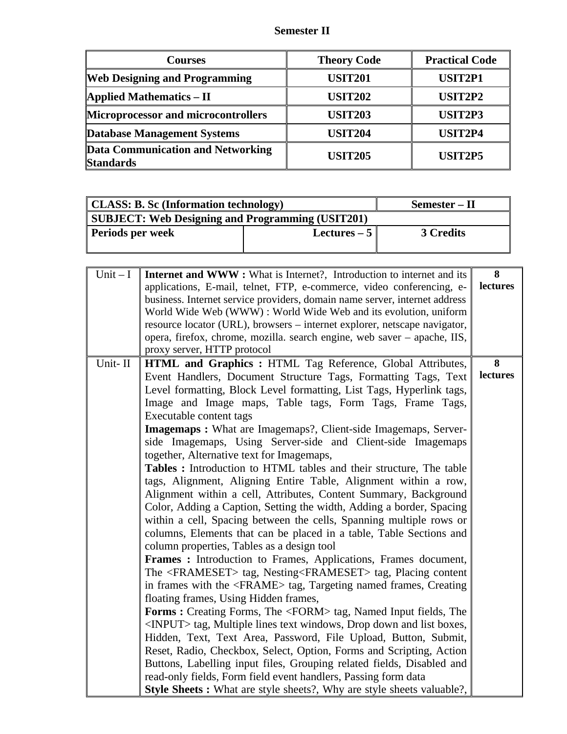## Semester II

| Courses | Theory Code | Practical Code |
|---|---|---|
| **Web Designing and Programming** | **USIT201** | **USIT2P1** |
| **Applied Mathematics – II** | **USIT202** | **USIT2P2** |
| **Microprocessor and microcontrollers** | **USIT203** | **USIT2P3** |
| **Database Management Systems** | **USIT204** | **USIT2P4** |
| **Data Communication and Networking Standards** | **USIT205** | **USIT2P5** |

| **CLASS: B. Sc (Information technology)** | | **Semester – II** |
|---|---|---|
| **SUBJECT: Web Designing and Programming (USIT201)** | | |
| **Periods per week** | **Lectures – 5** | **3 Credits** |

| | | |
|---|---|---|
| Unit – I | **Internet and WWW :** What is Internet?, Introduction to internet and its applications, E-mail, telnet, FTP, e-commerce, video conferencing, e-business. Internet service providers, domain name server, internet address World Wide Web (WWW) : World Wide Web and its evolution, uniform resource locator (URL), browsers – internet explorer, netscape navigator, opera, firefox, chrome, mozilla. search engine, web saver – apache, IIS, proxy server, HTTP protocol | **8 lectures** |
| Unit- II | **HTML and Graphics :** HTML Tag Reference, Global Attributes, Event Handlers, Document Structure Tags, Formatting Tags, Text Level formatting, Block Level formatting, List Tags, Hyperlink tags, Image and Image maps, Table tags, Form Tags, Frame Tags, Executable content tags<br>**Imagemaps :** What are Imagemaps?, Client-side Imagemaps, Server-side Imagemaps, Using Server-side and Client-side Imagemaps together, Alternative text for Imagemaps,<br>**Tables :** Introduction to HTML tables and their structure, The table tags, Alignment, Aligning Entire Table, Alignment within a row, Alignment within a cell, Attributes, Content Summary, Background Color, Adding a Caption, Setting the width, Adding a border, Spacing within a cell, Spacing between the cells, Spanning multiple rows or columns, Elements that can be placed in a table, Table Sections and column properties, Tables as a design tool<br>**Frames :** Introduction to Frames, Applications, Frames document, The <FRAMESET> tag, Nesting<FRAMESET> tag, Placing content in frames with the <FRAME> tag, Targeting named frames, Creating floating frames, Using Hidden frames,<br>**Forms :** Creating Forms, The <FORM> tag, Named Input fields, The <INPUT> tag, Multiple lines text windows, Drop down and list boxes, Hidden, Text, Text Area, Password, File Upload, Button, Submit, Reset, Radio, Checkbox, Select, Option, Forms and Scripting, Action Buttons, Labelling input files, Grouping related fields, Disabled and read-only fields, Form field event handlers, Passing form data<br>**Style Sheets :** What are style sheets?, Why are style sheets valuable?, | **8 lectures** |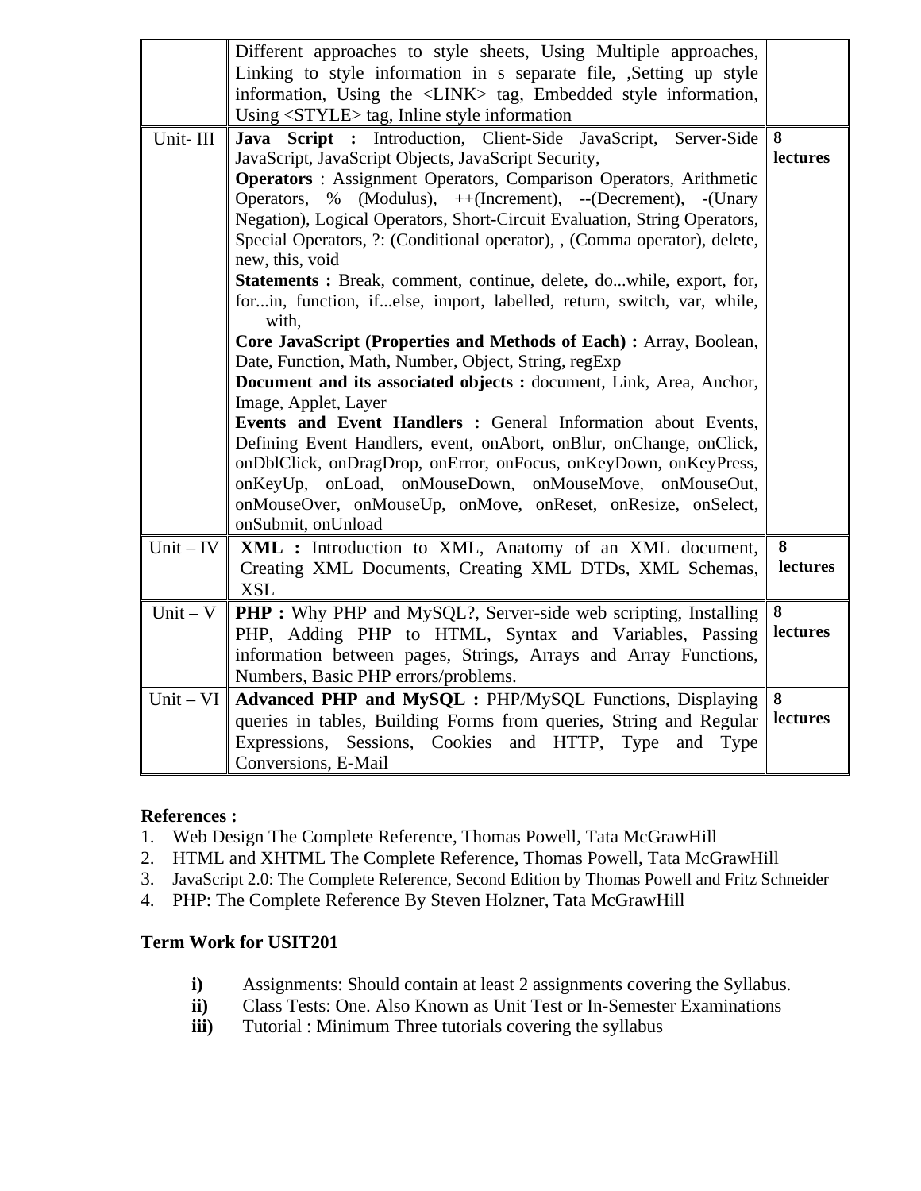| | | |
|---|---|---|
| | Different approaches to style sheets, Using Multiple approaches, Linking to style information in s separate file, ,Setting up style information, Using the <LINK> tag, Embedded style information, Using <STYLE> tag, Inline style information | |
| Unit- III | **Java Script :** Introduction, Client-Side JavaScript, Server-Side JavaScript, JavaScript Objects, JavaScript Security,<br>**Operators** : Assignment Operators, Comparison Operators, Arithmetic Operators, % (Modulus), ++(Increment), --(Decrement), -(Unary Negation), Logical Operators, Short-Circuit Evaluation, String Operators, Special Operators, ?: (Conditional operator), , (Comma operator), delete, new, this, void<br>**Statements :** Break, comment, continue, delete, do...while, export, for, for...in, function, if...else, import, labelled, return, switch, var, while, with,<br>**Core JavaScript (Properties and Methods of Each) :** Array, Boolean, Date, Function, Math, Number, Object, String, regExp<br>**Document and its associated objects :** document, Link, Area, Anchor, Image, Applet, Layer<br>**Events and Event Handlers :** General Information about Events, Defining Event Handlers, event, onAbort, onBlur, onChange, onClick, onDblClick, onDragDrop, onError, onFocus, onKeyDown, onKeyPress, onKeyUp, onLoad, onMouseDown, onMouseMove, onMouseOut, onMouseOver, onMouseUp, onMove, onReset, onResize, onSelect, onSubmit, onUnload | **8 lectures** |
| Unit – IV | **XML :** Introduction to XML, Anatomy of an XML document, Creating XML Documents, Creating XML DTDs, XML Schemas, XSL | **8 lectures** |
| Unit – V | **PHP :** Why PHP and MySQL?, Server-side web scripting, Installing PHP, Adding PHP to HTML, Syntax and Variables, Passing information between pages, Strings, Arrays and Array Functions, Numbers, Basic PHP errors/problems. | **8 lectures** |
| Unit – VI | **Advanced PHP and MySQL :** PHP/MySQL Functions, Displaying queries in tables, Building Forms from queries, String and Regular Expressions, Sessions, Cookies and HTTP, Type and Type Conversions, E-Mail | **8 lectures** |

**References :**

1. Web Design The Complete Reference, Thomas Powell, Tata McGrawHill
2. HTML and XHTML The Complete Reference, Thomas Powell, Tata McGrawHill
3. JavaScript 2.0: The Complete Reference, Second Edition by Thomas Powell and Fritz Schneider
4. PHP: The Complete Reference By Steven Holzner, Tata McGrawHill

**Term Work for USIT201**

- **i)** Assignments: Should contain at least 2 assignments covering the Syllabus.
- **ii)** Class Tests: One. Also Known as Unit Test or In-Semester Examinations
- **iii)** Tutorial : Minimum Three tutorials covering the syllabus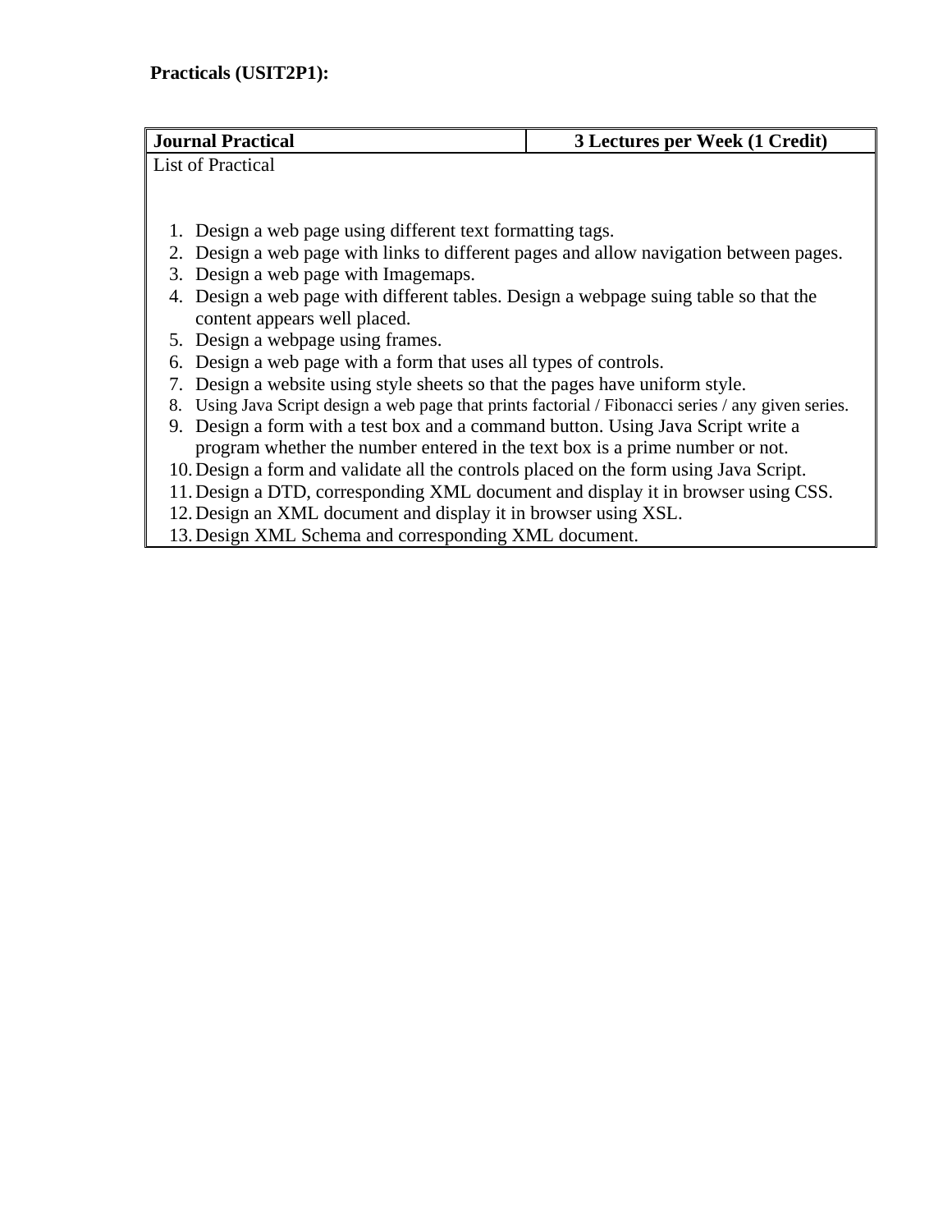**Practicals (USIT2P1):**

| **Journal Practical** | **3 Lectures per Week (1 Credit)** |
|---|---|
| List of Practical<br><br>1. Design a web page using different text formatting tags.<br>2. Design a web page with links to different pages and allow navigation between pages.<br>3. Design a web page with Imagemaps.<br>4. Design a web page with different tables. Design a webpage suing table so that the content appears well placed.<br>5. Design a webpage using frames.<br>6. Design a web page with a form that uses all types of controls.<br>7. Design a website using style sheets so that the pages have uniform style.<br>8. Using Java Script design a web page that prints factorial / Fibonacci series / any given series.<br>9. Design a form with a test box and a command button. Using Java Script write a program whether the number entered in the text box is a prime number or not.<br>10. Design a form and validate all the controls placed on the form using Java Script.<br>11. Design a DTD, corresponding XML document and display it in browser using CSS.<br>12. Design an XML document and display it in browser using XSL.<br>13. Design XML Schema and corresponding XML document. | |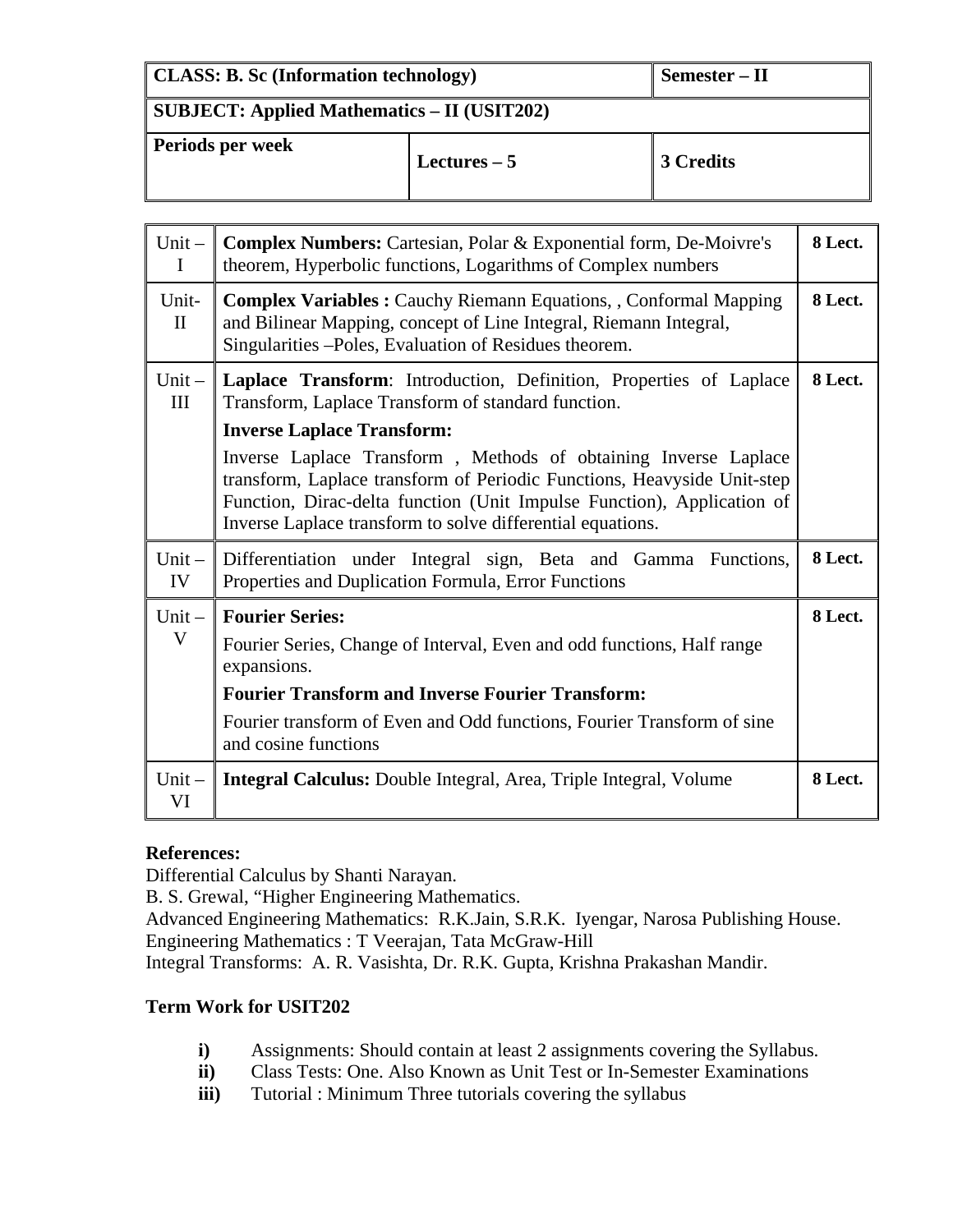| CLASS: B. Sc (Information technology) | | Semester – II |
|---|---|---|
| SUBJECT: Applied Mathematics – II (USIT202) | | |
| Periods per week | Lectures – 5 | 3 Credits |

| Unit | Topics | Lectures |
|---|---|---|
| Unit – I | **Complex Numbers:** Cartesian, Polar & Exponential form, De-Moivre's theorem, Hyperbolic functions, Logarithms of Complex numbers | 8 Lect. |
| Unit- II | **Complex Variables :** Cauchy Riemann Equations, , Conformal Mapping and Bilinear Mapping, concept of Line Integral, Riemann Integral, Singularities –Poles, Evaluation of Residues theorem. | 8 Lect. |
| Unit – III | **Laplace Transform**: Introduction, Definition, Properties of Laplace Transform, Laplace Transform of standard function. **Inverse Laplace Transform:** Inverse Laplace Transform , Methods of obtaining Inverse Laplace transform, Laplace transform of Periodic Functions, Heavyside Unit-step Function, Dirac-delta function (Unit Impulse Function), Application of Inverse Laplace transform to solve differential equations. | 8 Lect. |
| Unit – IV | Differentiation under Integral sign, Beta and Gamma Functions, Properties and Duplication Formula, Error Functions | 8 Lect. |
| Unit – V | **Fourier Series:** Fourier Series, Change of Interval, Even and odd functions, Half range expansions. **Fourier Transform and Inverse Fourier Transform:** Fourier transform of Even and Odd functions, Fourier Transform of sine and cosine functions | 8 Lect. |
| Unit – VI | **Integral Calculus:** Double Integral, Area, Triple Integral, Volume | 8 Lect. |

**References:**

Differential Calculus by Shanti Narayan.
B. S. Grewal, "Higher Engineering Mathematics.
Advanced Engineering Mathematics: R.K.Jain, S.R.K. Iyengar, Narosa Publishing House.
Engineering Mathematics : T Veerajan, Tata McGraw-Hill
Integral Transforms: A. R. Vasishta, Dr. R.K. Gupta, Krishna Prakashan Mandir.

**Term Work for USIT202**

- **i)** Assignments: Should contain at least 2 assignments covering the Syllabus.
- **ii)** Class Tests: One. Also Known as Unit Test or In-Semester Examinations
- **iii)** Tutorial : Minimum Three tutorials covering the syllabus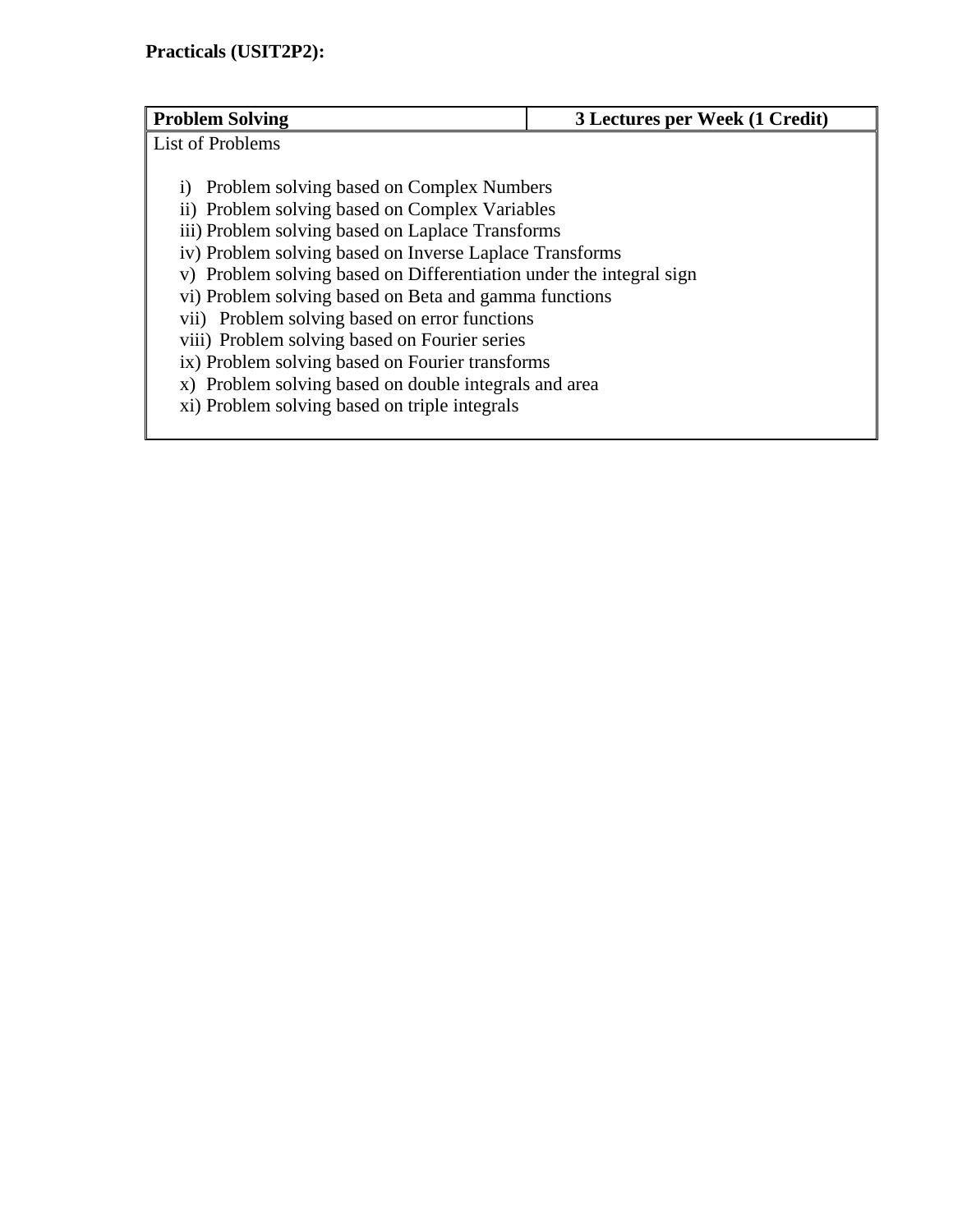**Practicals (USIT2P2):**

| **Problem Solving** | **3 Lectures per Week (1 Credit)** |
|---|---|
| List of Problems<br><br>i) Problem solving based on Complex Numbers<br>ii) Problem solving based on Complex Variables<br>iii) Problem solving based on Laplace Transforms<br>iv) Problem solving based on Inverse Laplace Transforms<br>v) Problem solving based on Differentiation under the integral sign<br>vi) Problem solving based on Beta and gamma functions<br>vii) Problem solving based on error functions<br>viii) Problem solving based on Fourier series<br>ix) Problem solving based on Fourier transforms<br>x) Problem solving based on double integrals and area<br>xi) Problem solving based on triple integrals | |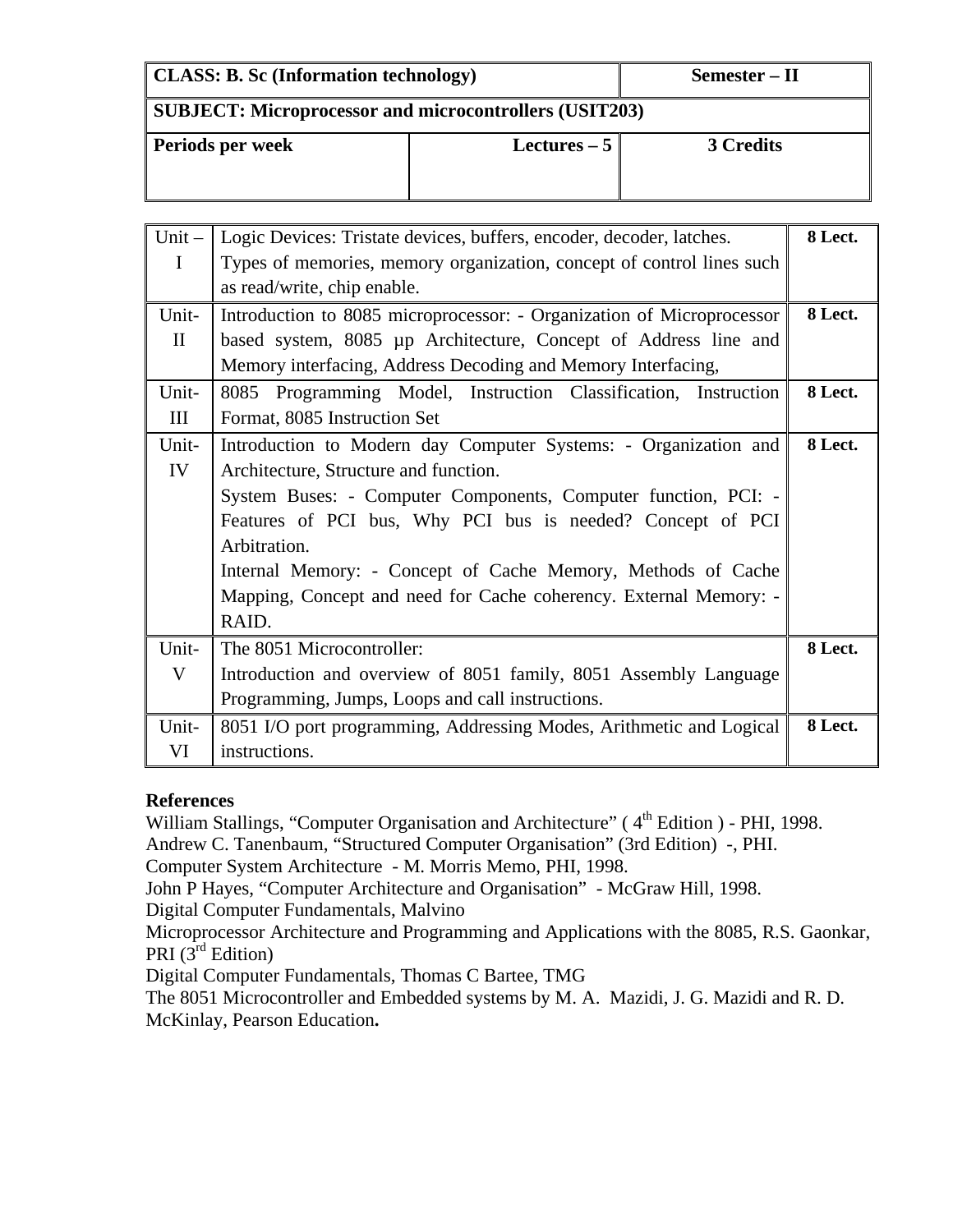| CLASS: B. Sc (Information technology) | | Semester – II |
|---|---|---|
| **SUBJECT: Microprocessor and microcontrollers (USIT203)** | | |
| **Periods per week** | **Lectures – 5** | **3 Credits** |

| Unit | Content | Lectures |
|---|---|---|
| Unit – I | Logic Devices: Tristate devices, buffers, encoder, decoder, latches. Types of memories, memory organization, concept of control lines such as read/write, chip enable. | **8 Lect.** |
| Unit- II | Introduction to 8085 microprocessor: - Organization of Microprocessor based system, 8085 µp Architecture, Concept of Address line and Memory interfacing, Address Decoding and Memory Interfacing, | **8 Lect.** |
| Unit- III | 8085 Programming Model, Instruction Classification, Instruction Format, 8085 Instruction Set | **8 Lect.** |
| Unit- IV | Introduction to Modern day Computer Systems: - Organization and Architecture, Structure and function.<br>System Buses: - Computer Components, Computer function, PCI: - Features of PCI bus, Why PCI bus is needed? Concept of PCI Arbitration.<br>Internal Memory: - Concept of Cache Memory, Methods of Cache Mapping, Concept and need for Cache coherency. External Memory: - RAID. | **8 Lect.** |
| Unit- V | The 8051 Microcontroller:<br>Introduction and overview of 8051 family, 8051 Assembly Language Programming, Jumps, Loops and call instructions. | **8 Lect.** |
| Unit- VI | 8051 I/O port programming, Addressing Modes, Arithmetic and Logical instructions. | **8 Lect.** |

**References**

William Stallings, "Computer Organisation and Architecture" ( 4th Edition ) - PHI, 1998.
Andrew C. Tanenbaum, "Structured Computer Organisation" (3rd Edition) -, PHI.
Computer System Architecture - M. Morris Memo, PHI, 1998.
John P Hayes, "Computer Architecture and Organisation" - McGraw Hill, 1998.
Digital Computer Fundamentals, Malvino
Microprocessor Architecture and Programming and Applications with the 8085, R.S. Gaonkar, PRI (3rd Edition)
Digital Computer Fundamentals, Thomas C Bartee, TMG
The 8051 Microcontroller and Embedded systems by M. A. Mazidi, J. G. Mazidi and R. D. McKinlay, Pearson Education**.**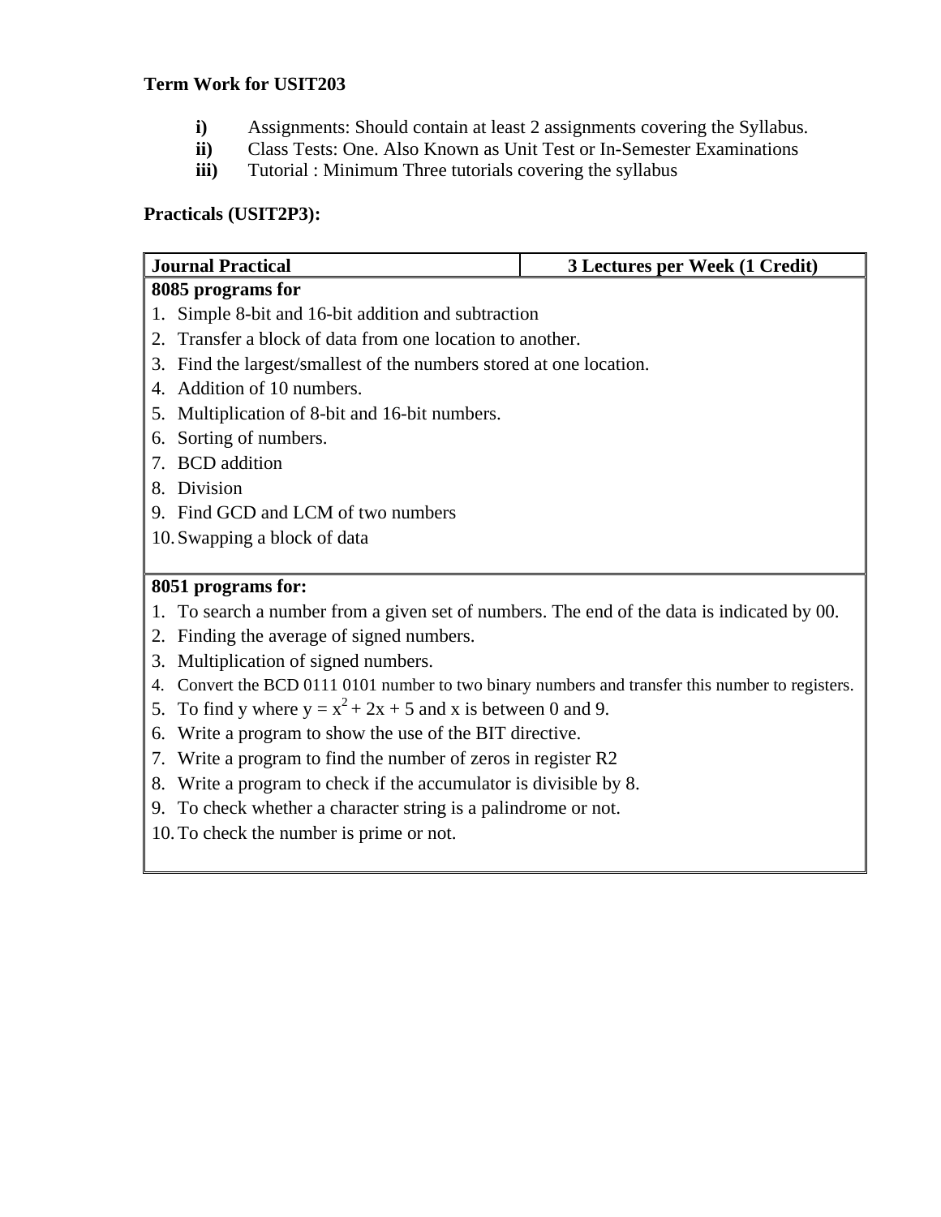**Term Work for USIT203**

- **i)** Assignments: Should contain at least 2 assignments covering the Syllabus.
- **ii)** Class Tests: One. Also Known as Unit Test or In-Semester Examinations
- **iii)** Tutorial : Minimum Three tutorials covering the syllabus

**Practicals (USIT2P3):**

| **Journal Practical** | **3 Lectures per Week (1 Credit)** |
|---|---|
| **8085 programs for**<br>1. Simple 8-bit and 16-bit addition and subtraction<br>2. Transfer a block of data from one location to another.<br>3. Find the largest/smallest of the numbers stored at one location.<br>4. Addition of 10 numbers.<br>5. Multiplication of 8-bit and 16-bit numbers.<br>6. Sorting of numbers.<br>7. BCD addition<br>8. Division<br>9. Find GCD and LCM of two numbers<br>10. Swapping a block of data | |
| **8051 programs for:**<br>1. To search a number from a given set of numbers. The end of the data is indicated by 00.<br>2. Finding the average of signed numbers.<br>3. Multiplication of signed numbers.<br>4. Convert the BCD 0111 0101 number to two binary numbers and transfer this number to registers.<br>5. To find y where $y = x^2 + 2x + 5$ and x is between 0 and 9.<br>6. Write a program to show the use of the BIT directive.<br>7. Write a program to find the number of zeros in register R2<br>8. Write a program to check if the accumulator is divisible by 8.<br>9. To check whether a character string is a palindrome or not.<br>10. To check the number is prime or not. | |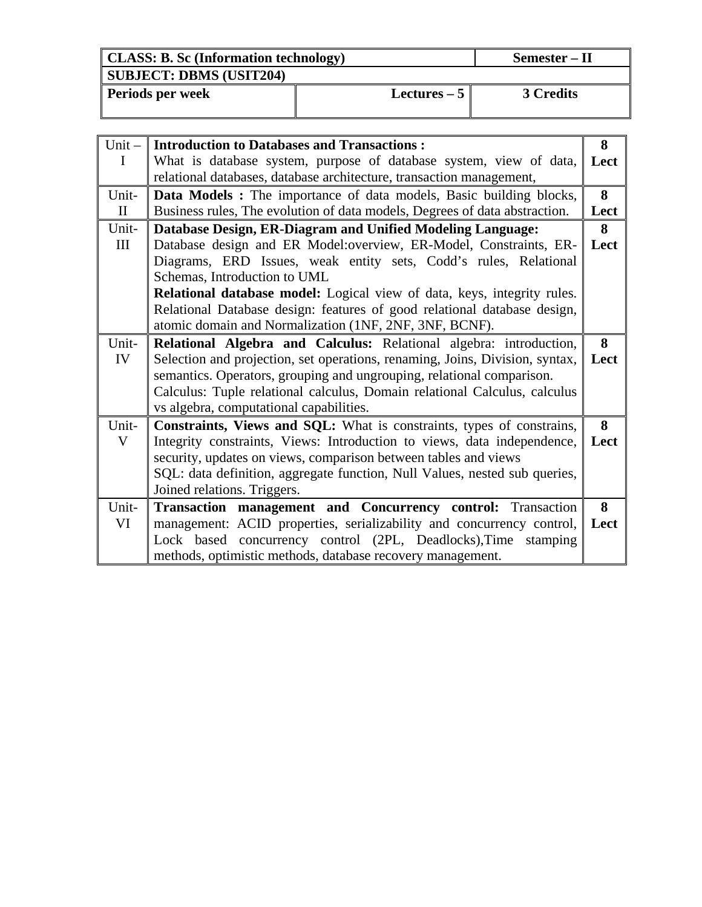| **CLASS: B. Sc (Information technology)** | | **Semester – II** |
|---|---|---|
| **SUBJECT: DBMS (USIT204)** | | |
| **Periods per week** | **Lectures – 5** | **3 Credits** |

| Unit | Content | Lectures |
|---|---|---|
| Unit – I | **Introduction to Databases and Transactions :** What is database system, purpose of database system, view of data, relational databases, database architecture, transaction management, | **8 Lect** |
| Unit-II | **Data Models :** The importance of data models, Basic building blocks, Business rules, The evolution of data models, Degrees of data abstraction. | **8 Lect** |
| Unit-III | **Database Design, ER-Diagram and Unified Modeling Language:** Database design and ER Model:overview, ER-Model, Constraints, ER-Diagrams, ERD Issues, weak entity sets, Codd's rules, Relational Schemas, Introduction to UML<br>**Relational database model:** Logical view of data, keys, integrity rules. Relational Database design: features of good relational database design, atomic domain and Normalization (1NF, 2NF, 3NF, BCNF). | **8 Lect** |
| Unit-IV | **Relational Algebra and Calculus:** Relational algebra: introduction, Selection and projection, set operations, renaming, Joins, Division, syntax, semantics. Operators, grouping and ungrouping, relational comparison.<br>Calculus: Tuple relational calculus, Domain relational Calculus, calculus vs algebra, computational capabilities. | **8 Lect** |
| Unit-V | **Constraints, Views and SQL:** What is constraints, types of constrains, Integrity constraints, Views: Introduction to views, data independence, security, updates on views, comparison between tables and views<br>SQL: data definition, aggregate function, Null Values, nested sub queries, Joined relations. Triggers. | **8 Lect** |
| Unit-VI | **Transaction management and Concurrency control:** Transaction management: ACID properties, serializability and concurrency control, Lock based concurrency control (2PL, Deadlocks),Time stamping methods, optimistic methods, database recovery management. | **8 Lect** |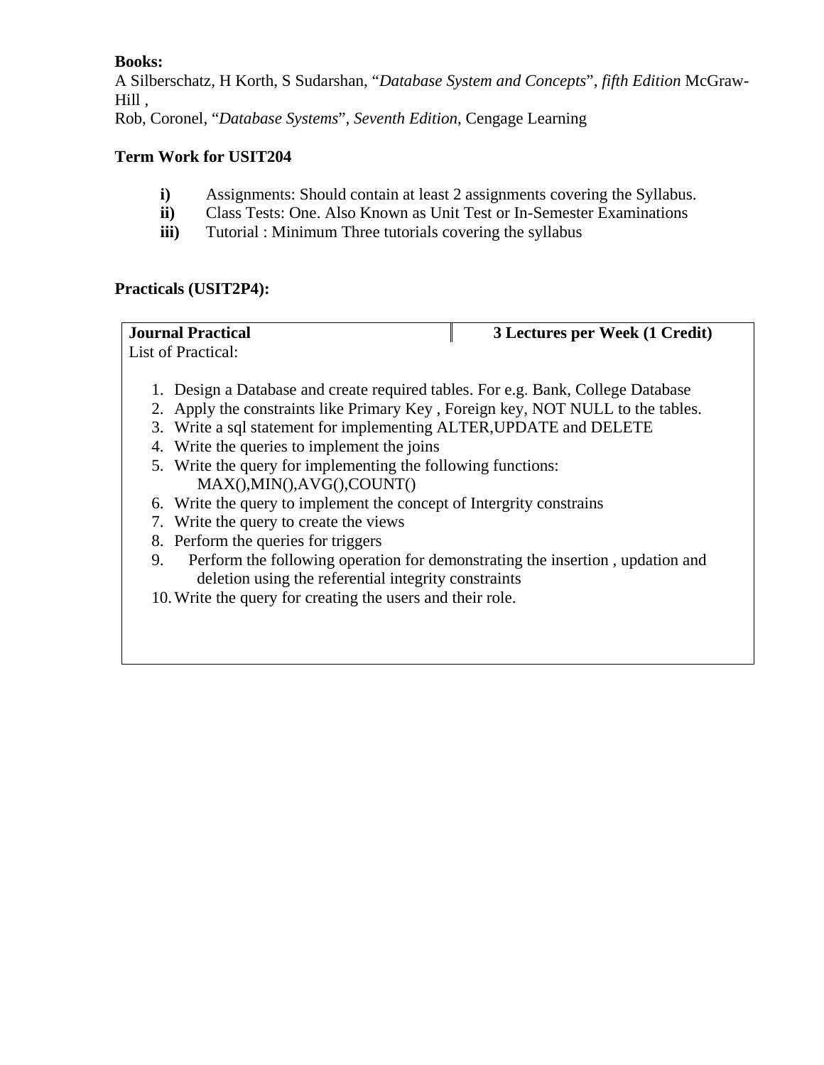**Books:**
A Silberschatz, H Korth, S Sudarshan, "*Database System and Concepts*", *fifth Edition* McGraw-Hill ,
Rob, Coronel, "*Database Systems*", *Seventh Edition*, Cengage Learning

**Term Work for USIT204**

- **i)** Assignments: Should contain at least 2 assignments covering the Syllabus.
- **ii)** Class Tests: One. Also Known as Unit Test or In-Semester Examinations
- **iii)** Tutorial : Minimum Three tutorials covering the syllabus

**Practicals (USIT2P4):**

| **Journal Practical** | **3 Lectures per Week (1 Credit)** |
|---|---|

List of Practical:

1. Design a Database and create required tables. For e.g. Bank, College Database
2. Apply the constraints like Primary Key , Foreign key, NOT NULL to the tables.
3. Write a sql statement for implementing ALTER,UPDATE and DELETE
4. Write the queries to implement the joins
5. Write the query for implementing the following functions: MAX(),MIN(),AVG(),COUNT()
6. Write the query to implement the concept of Intergrity constrains
7. Write the query to create the views
8. Perform the queries for triggers
9. Perform the following operation for demonstrating the insertion , updation and deletion using the referential integrity constraints
10. Write the query for creating the users and their role.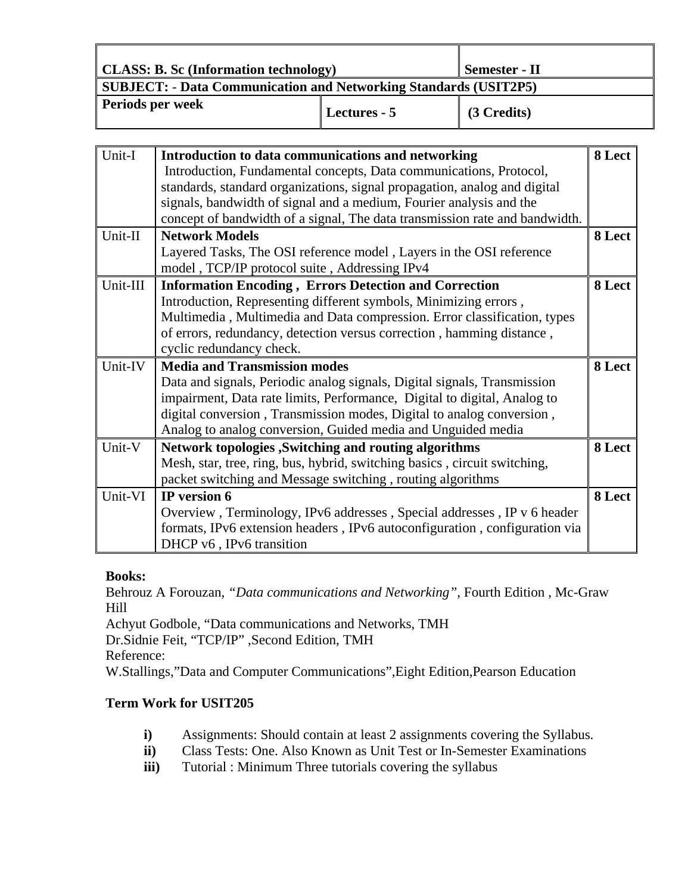| CLASS: B. Sc (Information technology) | | Semester - II |
|---|---|---|
| SUBJECT: - Data Communication and Networking Standards (USIT2P5) | | |
| Periods per week | Lectures - 5 | (3 Credits) |

| Unit | Topics | Lectures |
|---|---|---|
| Unit-I | **Introduction to data communications and networking** Introduction, Fundamental concepts, Data communications, Protocol, standards, standard organizations, signal propagation, analog and digital signals, bandwidth of signal and a medium, Fourier analysis and the concept of bandwidth of a signal, The data transmission rate and bandwidth. | **8 Lect** |
| Unit-II | **Network Models** Layered Tasks, The OSI reference model , Layers in the OSI reference model , TCP/IP protocol suite , Addressing IPv4 | **8 Lect** |
| Unit-III | **Information Encoding , Errors Detection and Correction** Introduction, Representing different symbols, Minimizing errors , Multimedia , Multimedia and Data compression. Error classification, types of errors, redundancy, detection versus correction , hamming distance , cyclic redundancy check. | **8 Lect** |
| Unit-IV | **Media and Transmission modes** Data and signals, Periodic analog signals, Digital signals, Transmission impairment, Data rate limits, Performance, Digital to digital, Analog to digital conversion , Transmission modes, Digital to analog conversion , Analog to analog conversion, Guided media and Unguided media | **8 Lect** |
| Unit-V | **Network topologies ,Switching and routing algorithms** Mesh, star, tree, ring, bus, hybrid, switching basics , circuit switching, packet switching and Message switching , routing algorithms | **8 Lect** |
| Unit-VI | **IP version 6** Overview , Terminology, IPv6 addresses , Special addresses , IP v 6 header formats, IPv6 extension headers , IPv6 autoconfiguration , configuration via DHCP v6 , IPv6 transition | **8 Lect** |

**Books:**

Behrouz A Forouzan, *"Data communications and Networking"*, Fourth Edition , Mc-Graw Hill

Achyut Godbole, "Data communications and Networks, TMH

Dr.Sidnie Feit, "TCP/IP" ,Second Edition, TMH

Reference:

W.Stallings,"Data and Computer Communications",Eight Edition,Pearson Education

**Term Work for USIT205**

- **i)** Assignments: Should contain at least 2 assignments covering the Syllabus.
- **ii)** Class Tests: One. Also Known as Unit Test or In-Semester Examinations
- **iii)** Tutorial : Minimum Three tutorials covering the syllabus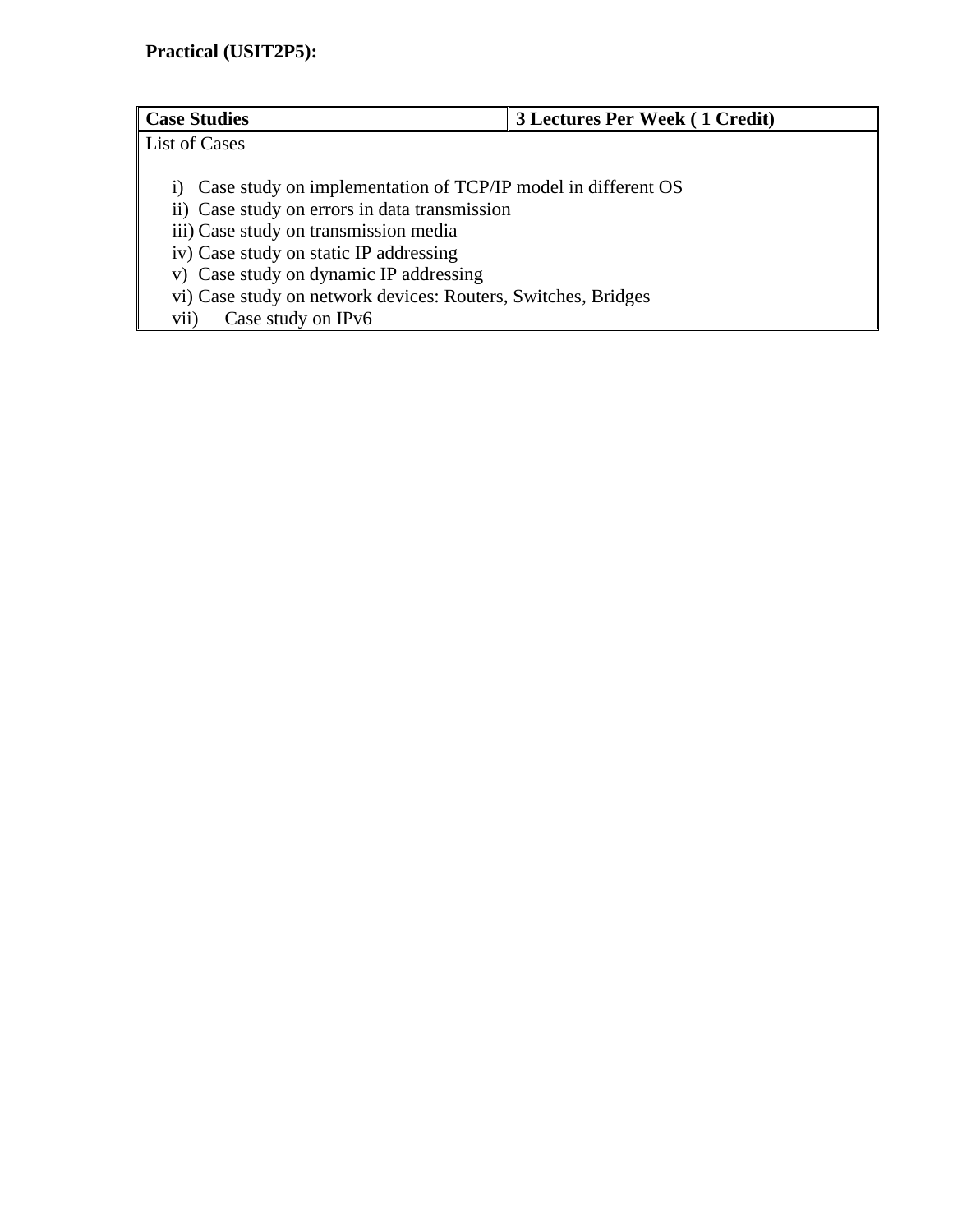**Practical (USIT2P5):**

| Case Studies | 3 Lectures Per Week ( 1 Credit) |
|---|---|
| List of Cases<br><br>i) Case study on implementation of TCP/IP model in different OS<br>ii) Case study on errors in data transmission<br>iii) Case study on transmission media<br>iv) Case study on static IP addressing<br>v) Case study on dynamic IP addressing<br>vi) Case study on network devices: Routers, Switches, Bridges<br>vii) Case study on IPv6 | |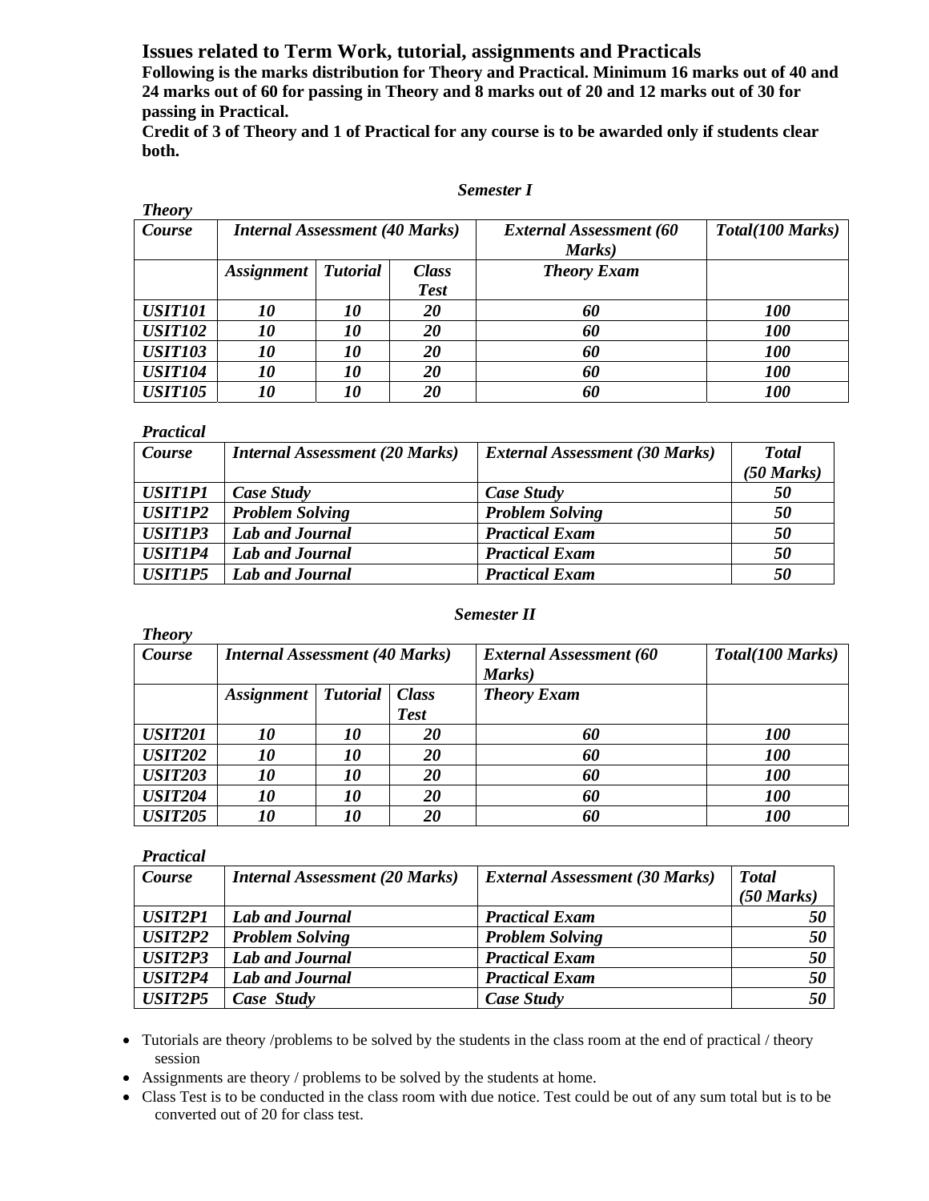## Issues related to Term Work, tutorial, assignments and Practicals

**Following is the marks distribution for Theory and Practical. Minimum 16 marks out of 40 and 24 marks out of 60 for passing in Theory and 8 marks out of 20 and 12 marks out of 30 for passing in Practical.**

**Credit of 3 of Theory and 1 of Practical for any course is to be awarded only if students clear both.**

***Semester I***

***Theory***

| *Course* | *Internal Assessment (40 Marks)* | | | *External Assessment (60 Marks)* | *Total(100 Marks)* |
|---|---|---|---|---|---|
| | *Assignment* | *Tutorial* | *Class Test* | *Theory Exam* | |
| *USIT101* | *10* | *10* | *20* | *60* | *100* |
| *USIT102* | *10* | *10* | *20* | *60* | *100* |
| *USIT103* | *10* | *10* | *20* | *60* | *100* |
| *USIT104* | *10* | *10* | *20* | *60* | *100* |
| *USIT105* | *10* | *10* | *20* | *60* | *100* |

***Practical***

| *Course* | *Internal Assessment (20 Marks)* | *External Assessment (30 Marks)* | *Total (50 Marks)* |
|---|---|---|---|
| *USIT1P1* | *Case Study* | *Case Study* | *50* |
| *USIT1P2* | *Problem Solving* | *Problem Solving* | *50* |
| *USIT1P3* | *Lab and Journal* | *Practical Exam* | *50* |
| *USIT1P4* | *Lab and Journal* | *Practical Exam* | *50* |
| *USIT1P5* | *Lab and Journal* | *Practical Exam* | *50* |

***Semester II***

***Theory***

| *Course* | *Internal Assessment (40 Marks)* | | | *External Assessment (60 Marks)* | *Total(100 Marks)* |
|---|---|---|---|---|---|
| | *Assignment* | *Tutorial* | *Class Test* | *Theory Exam* | |
| *USIT201* | *10* | *10* | *20* | *60* | *100* |
| *USIT202* | *10* | *10* | *20* | *60* | *100* |
| *USIT203* | *10* | *10* | *20* | *60* | *100* |
| *USIT204* | *10* | *10* | *20* | *60* | *100* |
| *USIT205* | *10* | *10* | *20* | *60* | *100* |

***Practical***

| *Course* | *Internal Assessment (20 Marks)* | *External Assessment (30 Marks)* | *Total (50 Marks)* |
|---|---|---|---|
| *USIT2P1* | *Lab and Journal* | *Practical Exam* | *50* |
| *USIT2P2* | *Problem Solving* | *Problem Solving* | *50* |
| *USIT2P3* | *Lab and Journal* | *Practical Exam* | *50* |
| *USIT2P4* | *Lab and Journal* | *Practical Exam* | *50* |
| *USIT2P5* | *Case Study* | *Case Study* | *50* |

- Tutorials are theory /problems to be solved by the students in the class room at the end of practical / theory session
- Assignments are theory / problems to be solved by the students at home.
- Class Test is to be conducted in the class room with due notice. Test could be out of any sum total but is to be converted out of 20 for class test.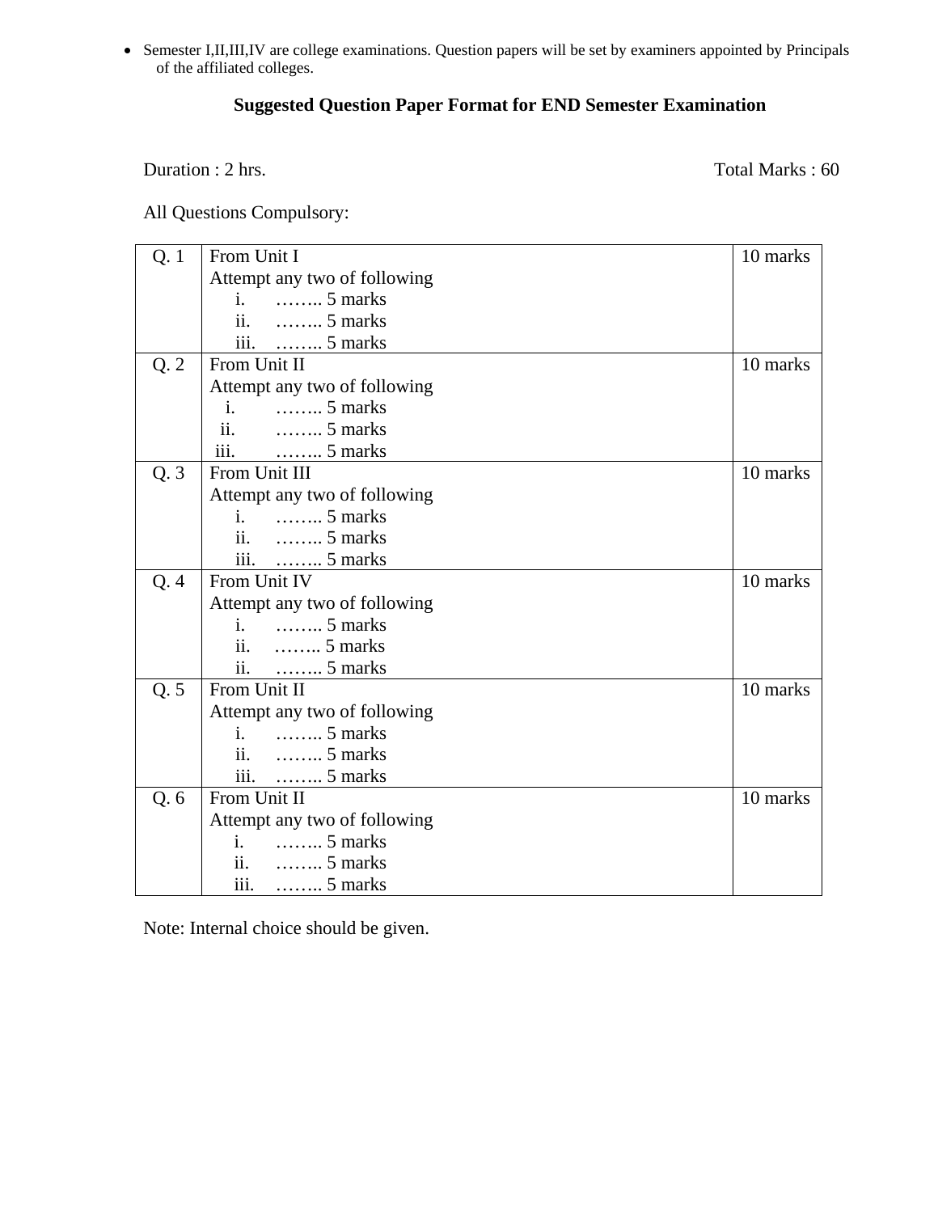- Semester I,II,III,IV are college examinations. Question papers will be set by examiners appointed by Principals of the affiliated colleges.

**Suggested Question Paper Format for END Semester Examination**

Duration : 2 hrs. Total Marks : 60

All Questions Compulsory:

| | | |
|---|---|---|
| Q. 1 | From Unit I<br>Attempt any two of following<br>i. …….. 5 marks<br>ii. …….. 5 marks<br>iii. …….. 5 marks | 10 marks |
| Q. 2 | From Unit II<br>Attempt any two of following<br>i. …….. 5 marks<br>ii. …….. 5 marks<br>iii. …….. 5 marks | 10 marks |
| Q. 3 | From Unit III<br>Attempt any two of following<br>i. …….. 5 marks<br>ii. …….. 5 marks<br>iii. …….. 5 marks | 10 marks |
| Q. 4 | From Unit IV<br>Attempt any two of following<br>i. …….. 5 marks<br>ii. …….. 5 marks<br>ii. …….. 5 marks | 10 marks |
| Q. 5 | From Unit II<br>Attempt any two of following<br>i. …….. 5 marks<br>ii. …….. 5 marks<br>iii. …….. 5 marks | 10 marks |
| Q. 6 | From Unit II<br>Attempt any two of following<br>i. …….. 5 marks<br>ii. …….. 5 marks<br>iii. …….. 5 marks | 10 marks |

Note: Internal choice should be given.